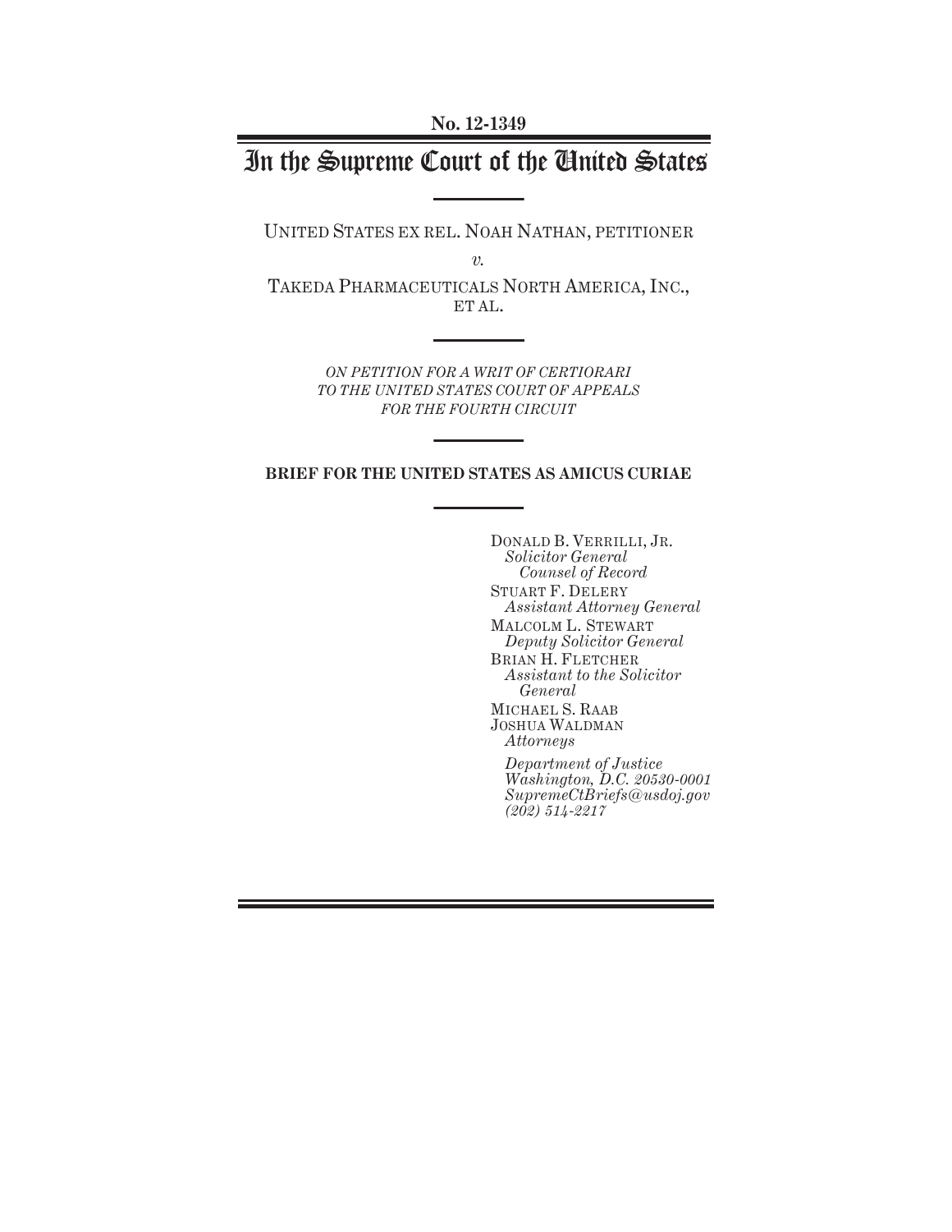No. 12-1349

# In the Supreme Court of the United States

UNITED STATES EX REL. NOAH NATHAN, PETITIONER

*v.*

TAKEDA PHARMACEUTICALS NORTH AMERICA, INC., ET AL.

*ON PETITION FOR A WRIT OF CERTIORARI TO THE UNITED STATES COURT OF APPEALS FOR THE FOURTH CIRCUIT*

**BRIEF FOR THE UNITED STATES AS AMICUS CURIAE**

DONALD B. VERRILLI, JR.
*Solicitor General*
*Counsel of Record*

STUART F. DELERY
*Assistant Attorney General*

MALCOLM L. STEWART
*Deputy Solicitor General*

BRIAN H. FLETCHER
*Assistant to the Solicitor General*

MICHAEL S. RAAB
JOSHUA WALDMAN
*Attorneys*

*Department of Justice*
*Washington, D.C. 20530-0001*
*SupremeCtBriefs@usdoj.gov*
*(202) 514-2217*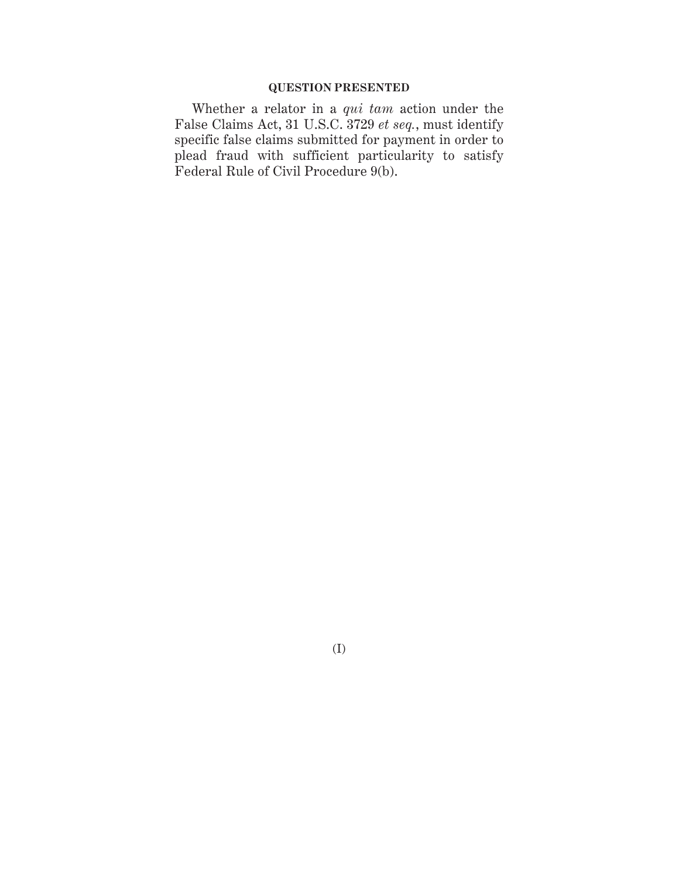## QUESTION PRESENTED

Whether a relator in a *qui tam* action under the False Claims Act, 31 U.S.C. 3729 *et seq.*, must identify specific false claims submitted for payment in order to plead fraud with sufficient particularity to satisfy Federal Rule of Civil Procedure 9(b).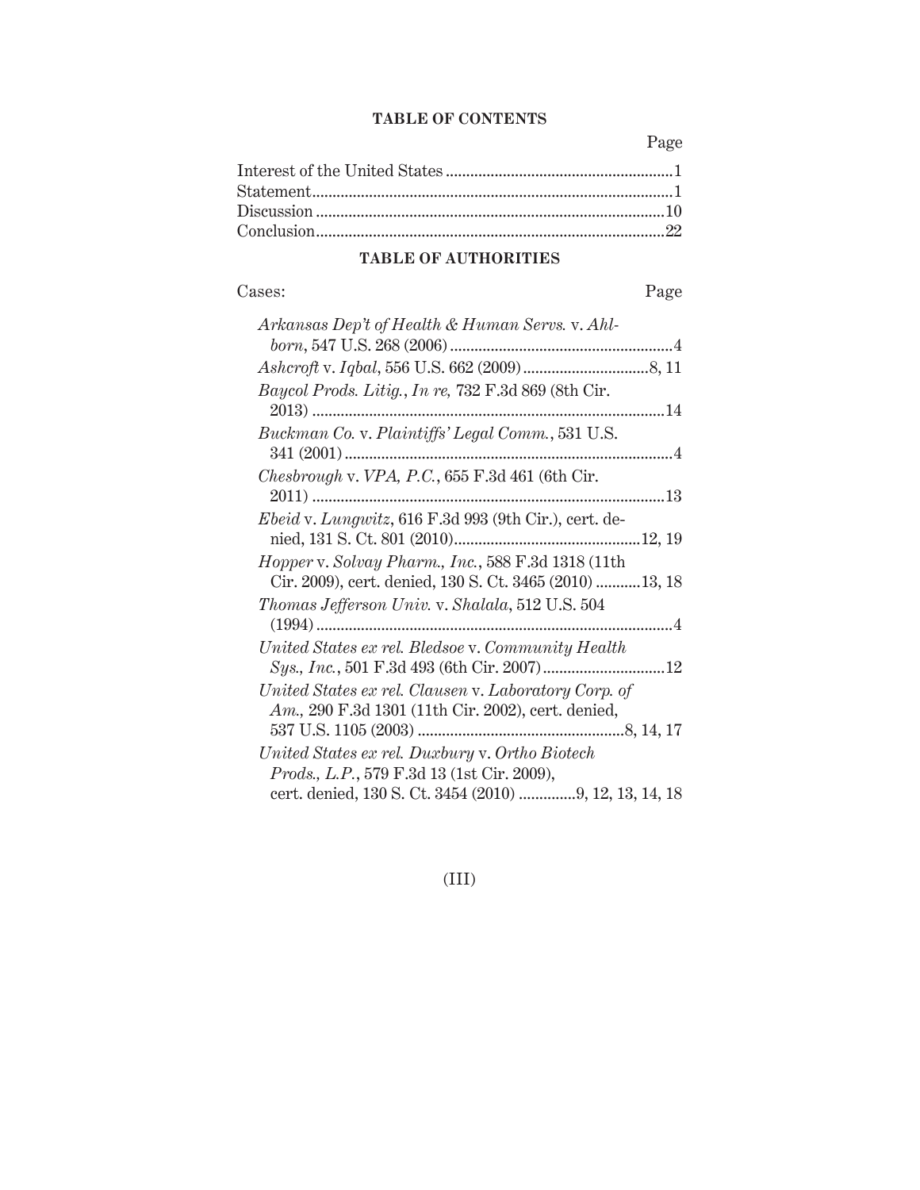## TABLE OF CONTENTS

| | Page |
|---|---|
| Interest of the United States | 1 |
| Statement | 1 |
| Discussion | 10 |
| Conclusion | 22 |

## TABLE OF AUTHORITIES

| Cases: | Page |
|---|---|
| *Arkansas Dep't of Health & Human Servs.* v. *Ahlborn*, 547 U.S. 268 (2006) | 4 |
| *Ashcroft* v. *Iqbal*, 556 U.S. 662 (2009) | 8, 11 |
| *Baycol Prods. Litig.*, *In re,* 732 F.3d 869 (8th Cir. 2013) | 14 |
| *Buckman Co.* v. *Plaintiffs' Legal Comm.*, 531 U.S. 341 (2001) | 4 |
| *Chesbrough* v. *VPA, P.C.*, 655 F.3d 461 (6th Cir. 2011) | 13 |
| *Ebeid* v. *Lungwitz*, 616 F.3d 993 (9th Cir.), cert. denied, 131 S. Ct. 801 (2010) | 12, 19 |
| *Hopper* v. *Solvay Pharm., Inc.*, 588 F.3d 1318 (11th Cir. 2009), cert. denied, 130 S. Ct. 3465 (2010) | 13, 18 |
| *Thomas Jefferson Univ.* v. *Shalala*, 512 U.S. 504 (1994) | 4 |
| *United States ex rel. Bledsoe* v. *Community Health Sys., Inc.*, 501 F.3d 493 (6th Cir. 2007) | 12 |
| *United States ex rel. Clausen* v. *Laboratory Corp. of Am.,* 290 F.3d 1301 (11th Cir. 2002), cert. denied, 537 U.S. 1105 (2003) | 8, 14, 17 |
| *United States ex rel. Duxbury* v. *Ortho Biotech Prods., L.P.*, 579 F.3d 13 (1st Cir. 2009), cert. denied, 130 S. Ct. 3454 (2010) | 9, 12, 13, 14, 18 |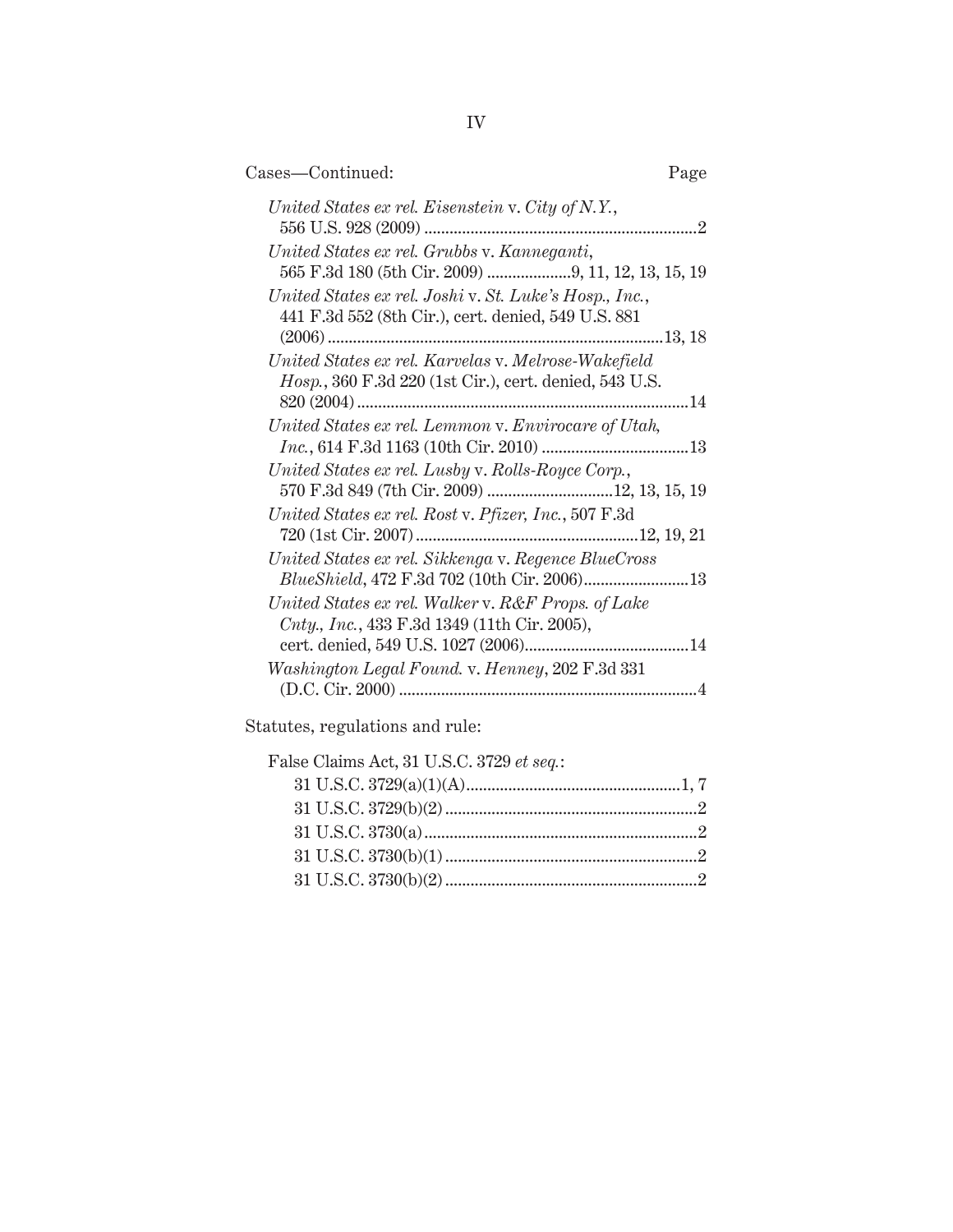Cases—Continued: Page

*United States ex rel. Eisenstein* v. *City of N.Y.*, 556 U.S. 928 (2009) ................................................................2

*United States ex rel. Grubbs* v. *Kanneganti*, 565 F.3d 180 (5th Cir. 2009) ....................9, 11, 12, 13, 15, 19

*United States ex rel. Joshi* v. *St. Luke's Hosp., Inc.*, 441 F.3d 552 (8th Cir.), cert. denied, 549 U.S. 881 (2006) ...............................................................................13, 18

*United States ex rel. Karvelas* v. *Melrose-Wakefield Hosp.*, 360 F.3d 220 (1st Cir.), cert. denied, 543 U.S. 820 (2004) .............................................................................14

*United States ex rel. Lemmon* v. *Envirocare of Utah, Inc.*, 614 F.3d 1163 (10th Cir. 2010) ..................................13

*United States ex rel. Lusby* v. *Rolls-Royce Corp.*, 570 F.3d 849 (7th Cir. 2009) ..............................12, 13, 15, 19

*United States ex rel. Rost* v. *Pfizer, Inc.*, 507 F.3d 720 (1st Cir. 2007) .....................................................12, 19, 21

*United States ex rel. Sikkenga* v. *Regence BlueCross BlueShield*, 472 F.3d 702 (10th Cir. 2006).........................13

*United States ex rel. Walker* v. *R&F Props. of Lake Cnty., Inc.*, 433 F.3d 1349 (11th Cir. 2005), cert. denied, 549 U.S. 1027 (2006).......................................14

*Washington Legal Found.* v. *Henney*, 202 F.3d 331 (D.C. Cir. 2000) ......................................................................4

Statutes, regulations and rule:

False Claims Act, 31 U.S.C. 3729 *et seq.*:

31 U.S.C. 3729(a)(1)(A)..................................................1, 7

31 U.S.C. 3729(b)(2) ...........................................................2

31 U.S.C. 3730(a) ................................................................2

31 U.S.C. 3730(b)(1) ...........................................................2

31 U.S.C. 3730(b)(2) ...........................................................2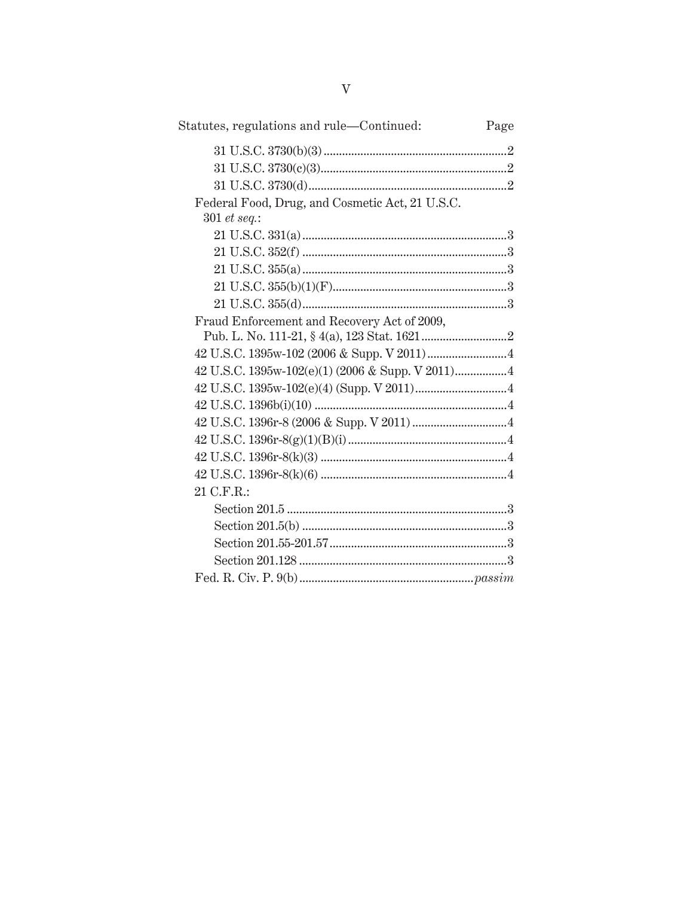Statutes, regulations and rule—Continued: Page

31 U.S.C. 3730(b)(3) ............................................................2
31 U.S.C. 3730(c)(3)..............................................................2
31 U.S.C. 3730(d)..................................................................2

Federal Food, Drug, and Cosmetic Act, 21 U.S.C. 301 *et seq.*:

21 U.S.C. 331(a) ....................................................................3
21 U.S.C. 352(f) .....................................................................3
21 U.S.C. 355(a) ....................................................................3
21 U.S.C. 355(b)(1)(F)...........................................................3
21 U.S.C. 355(d).....................................................................3

Fraud Enforcement and Recovery Act of 2009, Pub. L. No. 111-21, § 4(a), 123 Stat. 1621 ............................2

42 U.S.C. 1395w-102 (2006 & Supp. V 2011) ..........................4

42 U.S.C. 1395w-102(e)(1) (2006 & Supp. V 2011).................4

42 U.S.C. 1395w-102(e)(4) (Supp. V 2011).............................4

42 U.S.C. 1396b(i)(10) ...............................................................4

42 U.S.C. 1396r-8 (2006 & Supp. V 2011) ...............................4

42 U.S.C. 1396r-8(g)(1)(B)(i) ....................................................4

42 U.S.C. 1396r-8(k)(3) .............................................................4

42 U.S.C. 1396r-8(k)(6) .............................................................4

21 C.F.R.:

Section 201.5 .........................................................................3
Section 201.5(b) .....................................................................3
Section 201.55-201.57............................................................3
Section 201.128 ......................................................................3

Fed. R. Civ. P. 9(b)........................................................*passim*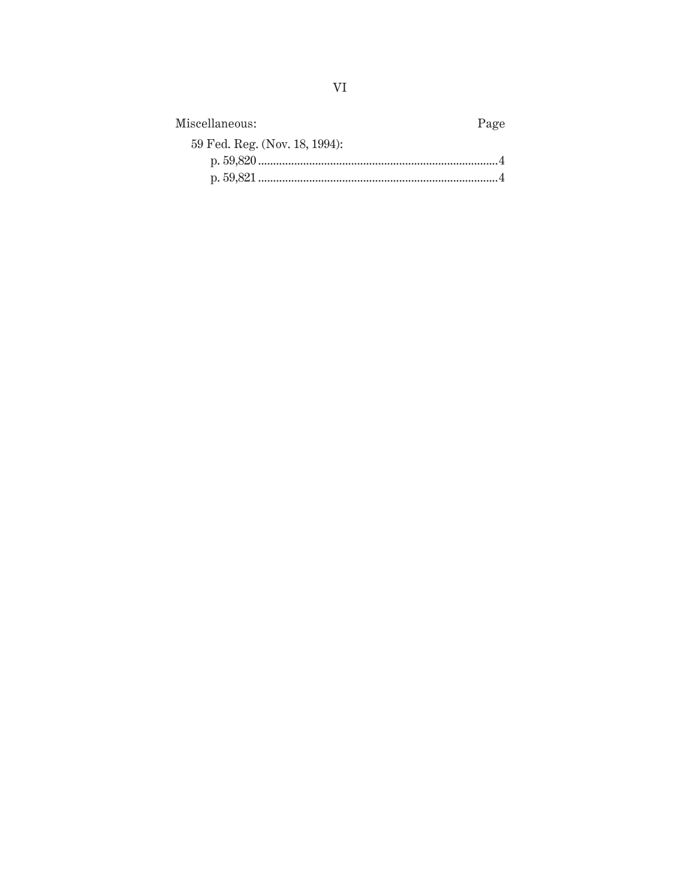| Miscellaneous: | Page |
| --- | --- |
| 59 Fed. Reg. (Nov. 18, 1994): | |
| p. 59,820 | 4 |
| p. 59,821 | 4 |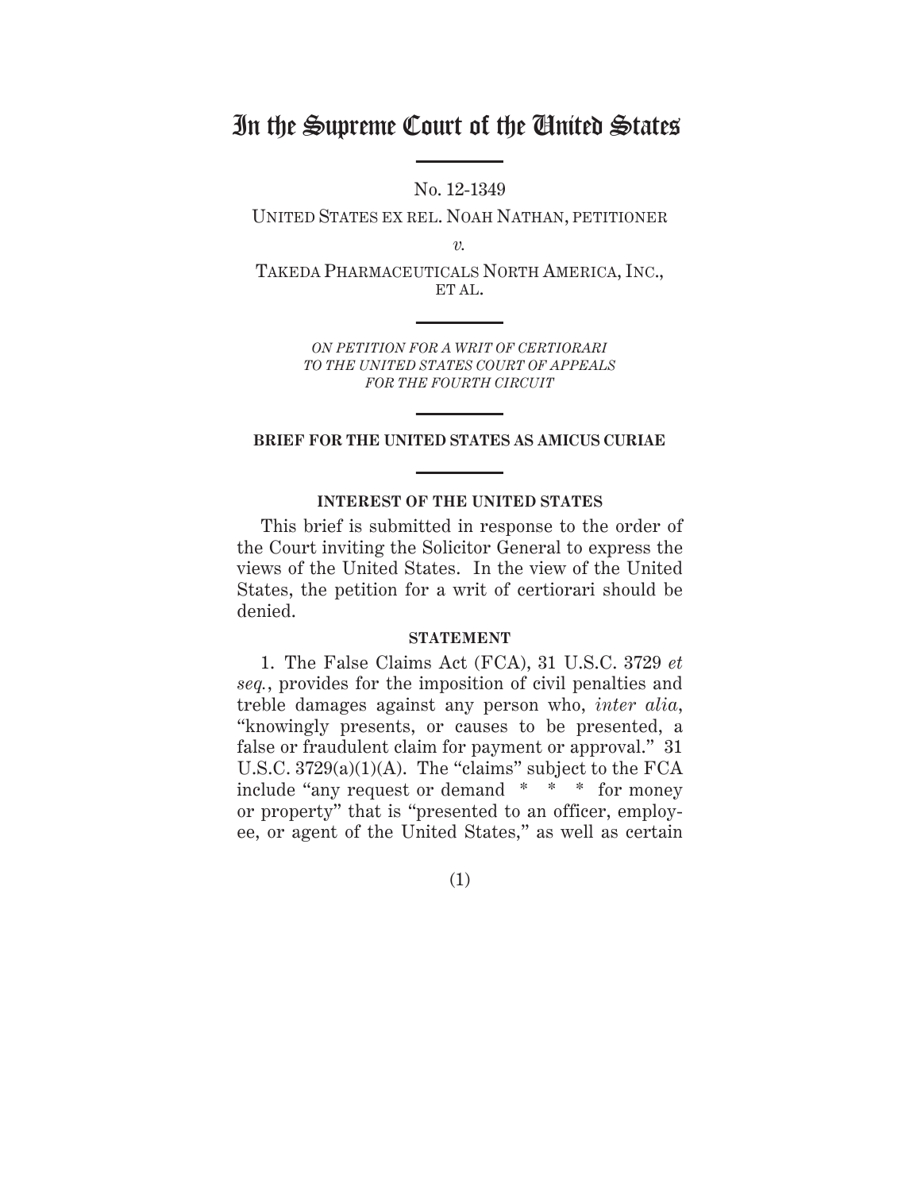# In the Supreme Court of the United States

No. 12-1349

UNITED STATES EX REL. NOAH NATHAN, PETITIONER

*v.*

TAKEDA PHARMACEUTICALS NORTH AMERICA, INC., ET AL.

*ON PETITION FOR A WRIT OF CERTIORARI TO THE UNITED STATES COURT OF APPEALS FOR THE FOURTH CIRCUIT*

**BRIEF FOR THE UNITED STATES AS AMICUS CURIAE**

**INTEREST OF THE UNITED STATES**

This brief is submitted in response to the order of the Court inviting the Solicitor General to express the views of the United States. In the view of the United States, the petition for a writ of certiorari should be denied.

**STATEMENT**

1. The False Claims Act (FCA), 31 U.S.C. 3729 *et seq.*, provides for the imposition of civil penalties and treble damages against any person who, *inter alia*, "knowingly presents, or causes to be presented, a false or fraudulent claim for payment or approval." 31 U.S.C. 3729(a)(1)(A). The "claims" subject to the FCA include "any request or demand * * * for money or property" that is "presented to an officer, employee, or agent of the United States," as well as certain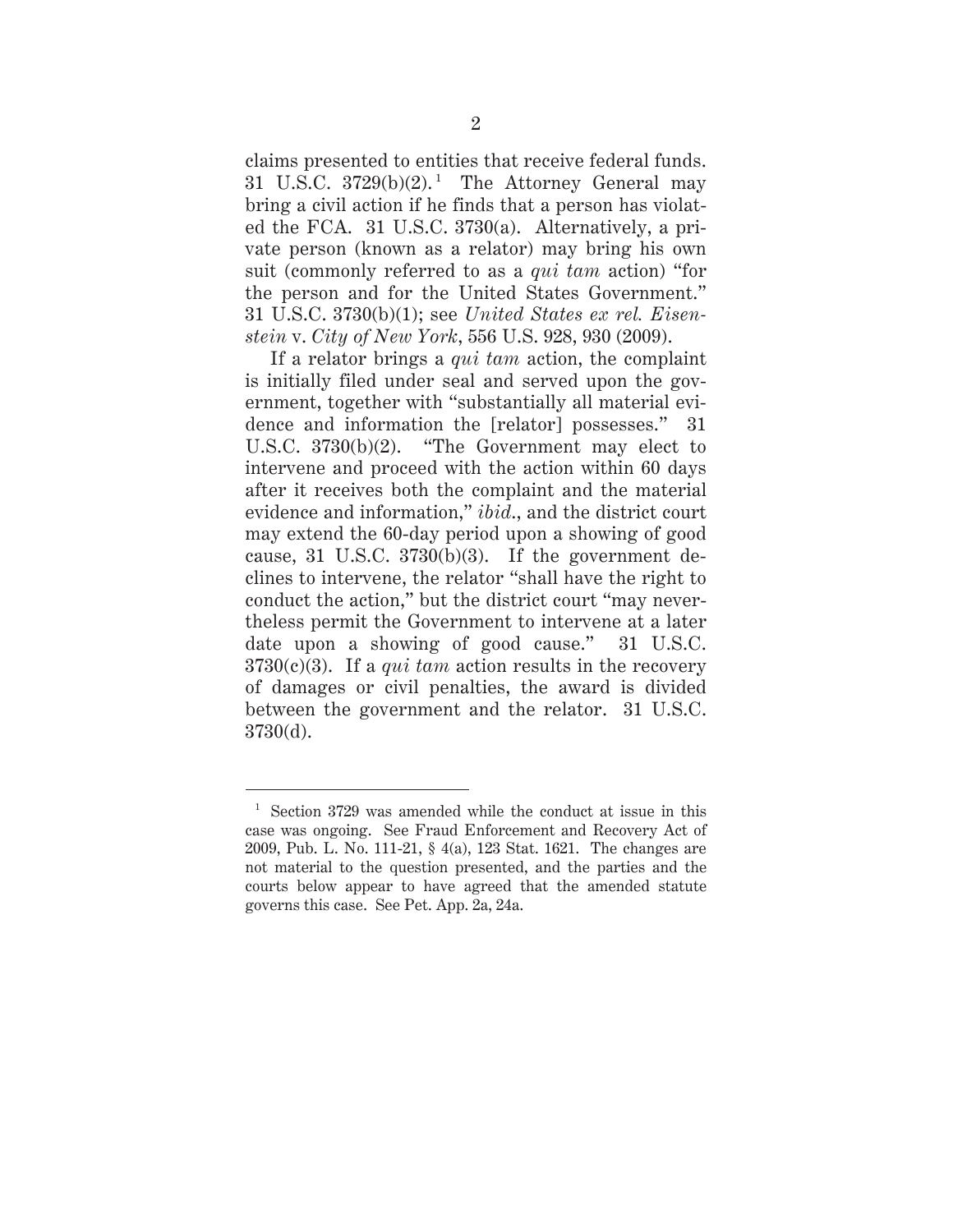claims presented to entities that receive federal funds. 31 U.S.C. 3729(b)(2).[1] The Attorney General may bring a civil action if he finds that a person has violated the FCA. 31 U.S.C. 3730(a). Alternatively, a private person (known as a relator) may bring his own suit (commonly referred to as a *qui tam* action) "for the person and for the United States Government." 31 U.S.C. 3730(b)(1); see *United States ex rel. Eisenstein* v. *City of New York*, 556 U.S. 928, 930 (2009).

If a relator brings a *qui tam* action, the complaint is initially filed under seal and served upon the government, together with "substantially all material evidence and information the [relator] possesses." 31 U.S.C. 3730(b)(2). "The Government may elect to intervene and proceed with the action within 60 days after it receives both the complaint and the material evidence and information," *ibid.*, and the district court may extend the 60-day period upon a showing of good cause, 31 U.S.C. 3730(b)(3). If the government declines to intervene, the relator "shall have the right to conduct the action," but the district court "may nevertheless permit the Government to intervene at a later date upon a showing of good cause." 31 U.S.C. 3730(c)(3). If a *qui tam* action results in the recovery of damages or civil penalties, the award is divided between the government and the relator. 31 U.S.C. 3730(d).

[1] Section 3729 was amended while the conduct at issue in this case was ongoing. See Fraud Enforcement and Recovery Act of 2009, Pub. L. No. 111-21, § 4(a), 123 Stat. 1621. The changes are not material to the question presented, and the parties and the courts below appear to have agreed that the amended statute governs this case. See Pet. App. 2a, 24a.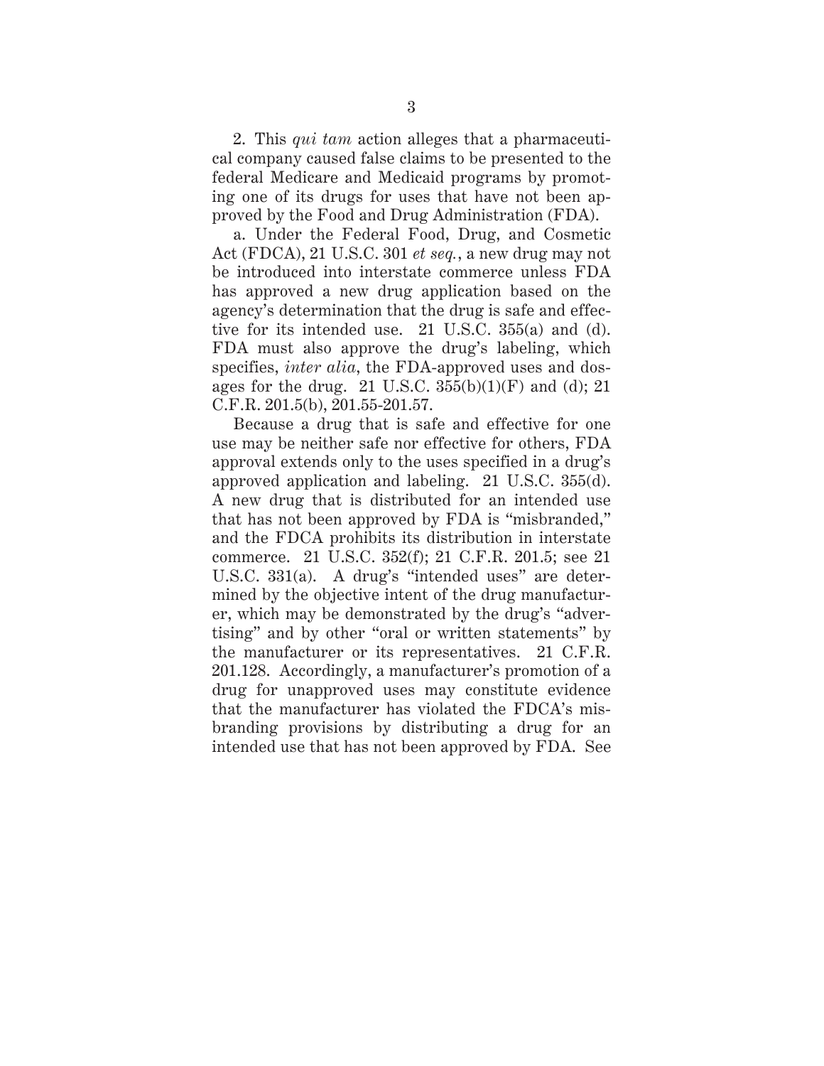2. This *qui tam* action alleges that a pharmaceutical company caused false claims to be presented to the federal Medicare and Medicaid programs by promoting one of its drugs for uses that have not been approved by the Food and Drug Administration (FDA).

a. Under the Federal Food, Drug, and Cosmetic Act (FDCA), 21 U.S.C. 301 *et seq.*, a new drug may not be introduced into interstate commerce unless FDA has approved a new drug application based on the agency's determination that the drug is safe and effective for its intended use. 21 U.S.C. 355(a) and (d). FDA must also approve the drug's labeling, which specifies, *inter alia*, the FDA-approved uses and dosages for the drug. 21 U.S.C. 355(b)(1)(F) and (d); 21 C.F.R. 201.5(b), 201.55-201.57.

Because a drug that is safe and effective for one use may be neither safe nor effective for others, FDA approval extends only to the uses specified in a drug's approved application and labeling. 21 U.S.C. 355(d). A new drug that is distributed for an intended use that has not been approved by FDA is "misbranded," and the FDCA prohibits its distribution in interstate commerce. 21 U.S.C. 352(f); 21 C.F.R. 201.5; see 21 U.S.C. 331(a). A drug's "intended uses" are determined by the objective intent of the drug manufacturer, which may be demonstrated by the drug's "advertising" and by other "oral or written statements" by the manufacturer or its representatives. 21 C.F.R. 201.128. Accordingly, a manufacturer's promotion of a drug for unapproved uses may constitute evidence that the manufacturer has violated the FDCA's misbranding provisions by distributing a drug for an intended use that has not been approved by FDA. See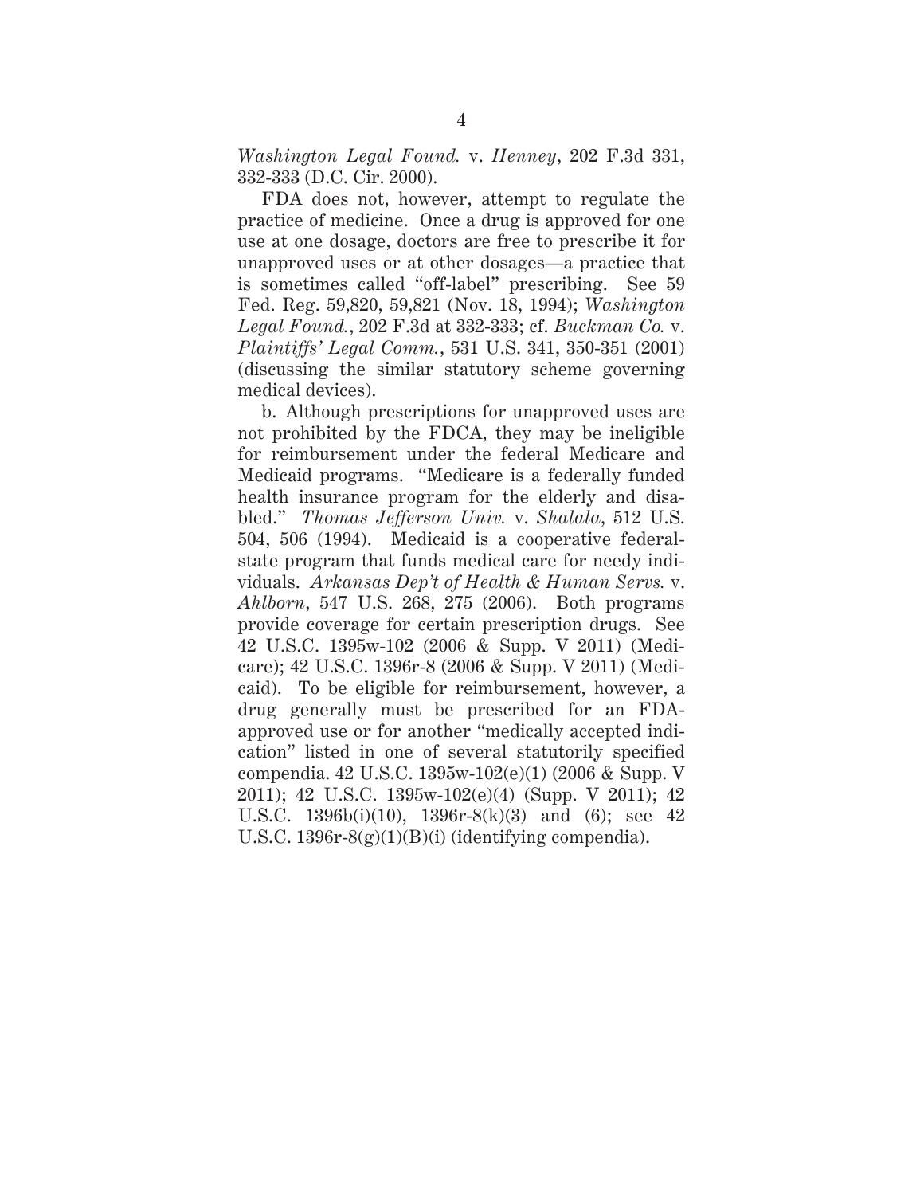*Washington Legal Found.* v. *Henney*, 202 F.3d 331, 332-333 (D.C. Cir. 2000).

FDA does not, however, attempt to regulate the practice of medicine. Once a drug is approved for one use at one dosage, doctors are free to prescribe it for unapproved uses or at other dosages—a practice that is sometimes called "off-label" prescribing. See 59 Fed. Reg. 59,820, 59,821 (Nov. 18, 1994); *Washington Legal Found.*, 202 F.3d at 332-333; cf. *Buckman Co.* v. *Plaintiffs' Legal Comm.*, 531 U.S. 341, 350-351 (2001) (discussing the similar statutory scheme governing medical devices).

b. Although prescriptions for unapproved uses are not prohibited by the FDCA, they may be ineligible for reimbursement under the federal Medicare and Medicaid programs. "Medicare is a federally funded health insurance program for the elderly and disabled." *Thomas Jefferson Univ.* v. *Shalala*, 512 U.S. 504, 506 (1994). Medicaid is a cooperative federal-state program that funds medical care for needy individuals. *Arkansas Dep't of Health & Human Servs.* v. *Ahlborn*, 547 U.S. 268, 275 (2006). Both programs provide coverage for certain prescription drugs. See 42 U.S.C. 1395w-102 (2006 & Supp. V 2011) (Medicare); 42 U.S.C. 1396r-8 (2006 & Supp. V 2011) (Medicaid). To be eligible for reimbursement, however, a drug generally must be prescribed for an FDA-approved use or for another "medically accepted indication" listed in one of several statutorily specified compendia. 42 U.S.C. 1395w-102(e)(1) (2006 & Supp. V 2011); 42 U.S.C. 1395w-102(e)(4) (Supp. V 2011); 42 U.S.C. 1396b(i)(10), 1396r-8(k)(3) and (6); see 42 U.S.C. 1396r-8(g)(1)(B)(i) (identifying compendia).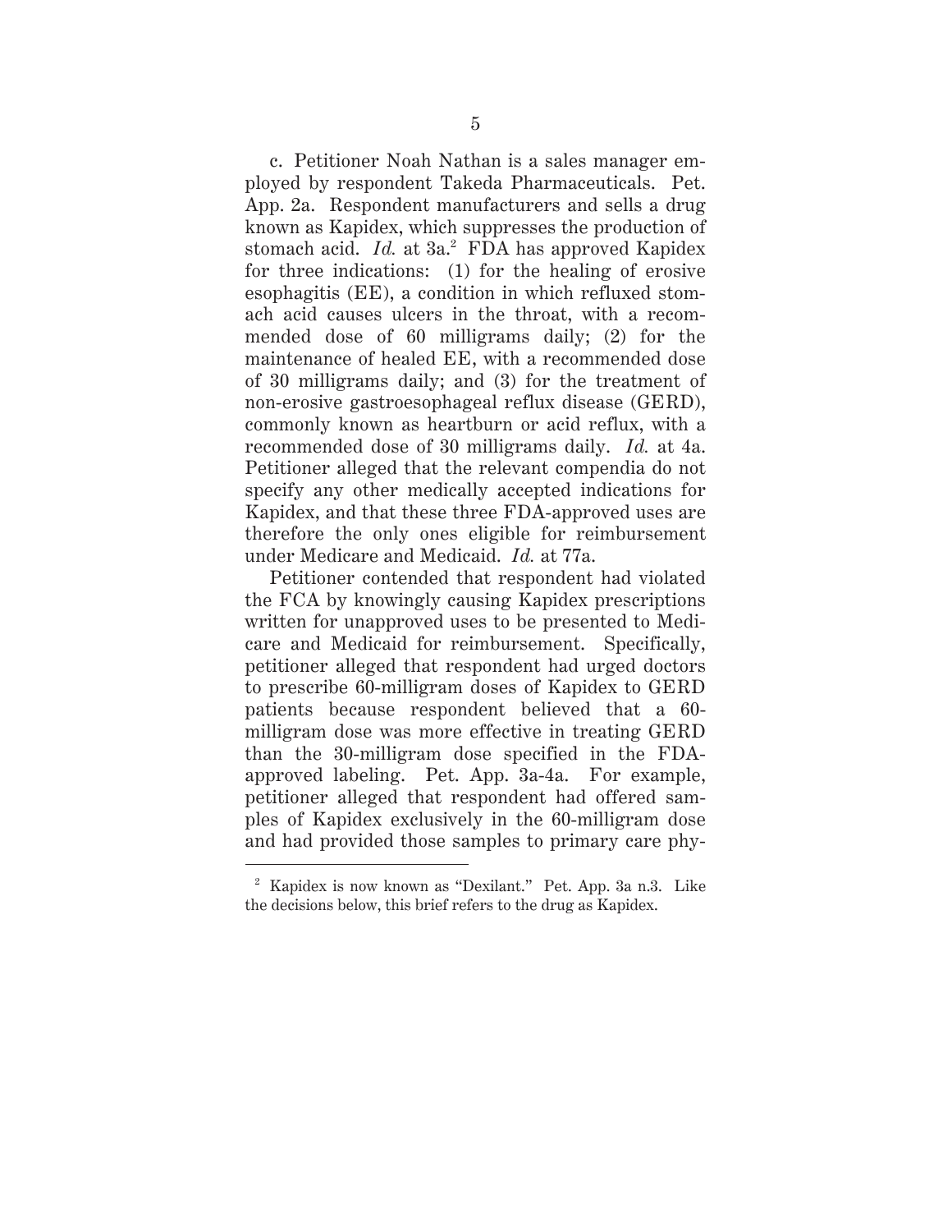c. Petitioner Noah Nathan is a sales manager employed by respondent Takeda Pharmaceuticals. Pet. App. 2a. Respondent manufacturers and sells a drug known as Kapidex, which suppresses the production of stomach acid. *Id.* at 3a.[2] FDA has approved Kapidex for three indications: (1) for the healing of erosive esophagitis (EE), a condition in which refluxed stomach acid causes ulcers in the throat, with a recommended dose of 60 milligrams daily; (2) for the maintenance of healed EE, with a recommended dose of 30 milligrams daily; and (3) for the treatment of non-erosive gastroesophageal reflux disease (GERD), commonly known as heartburn or acid reflux, with a recommended dose of 30 milligrams daily. *Id.* at 4a. Petitioner alleged that the relevant compendia do not specify any other medically accepted indications for Kapidex, and that these three FDA-approved uses are therefore the only ones eligible for reimbursement under Medicare and Medicaid. *Id.* at 77a.

Petitioner contended that respondent had violated the FCA by knowingly causing Kapidex prescriptions written for unapproved uses to be presented to Medicare and Medicaid for reimbursement. Specifically, petitioner alleged that respondent had urged doctors to prescribe 60-milligram doses of Kapidex to GERD patients because respondent believed that a 60-milligram dose was more effective in treating GERD than the 30-milligram dose specified in the FDA-approved labeling. Pet. App. 3a-4a. For example, petitioner alleged that respondent had offered samples of Kapidex exclusively in the 60-milligram dose and had provided those samples to primary care phy-

[2] Kapidex is now known as "Dexilant." Pet. App. 3a n.3. Like the decisions below, this brief refers to the drug as Kapidex.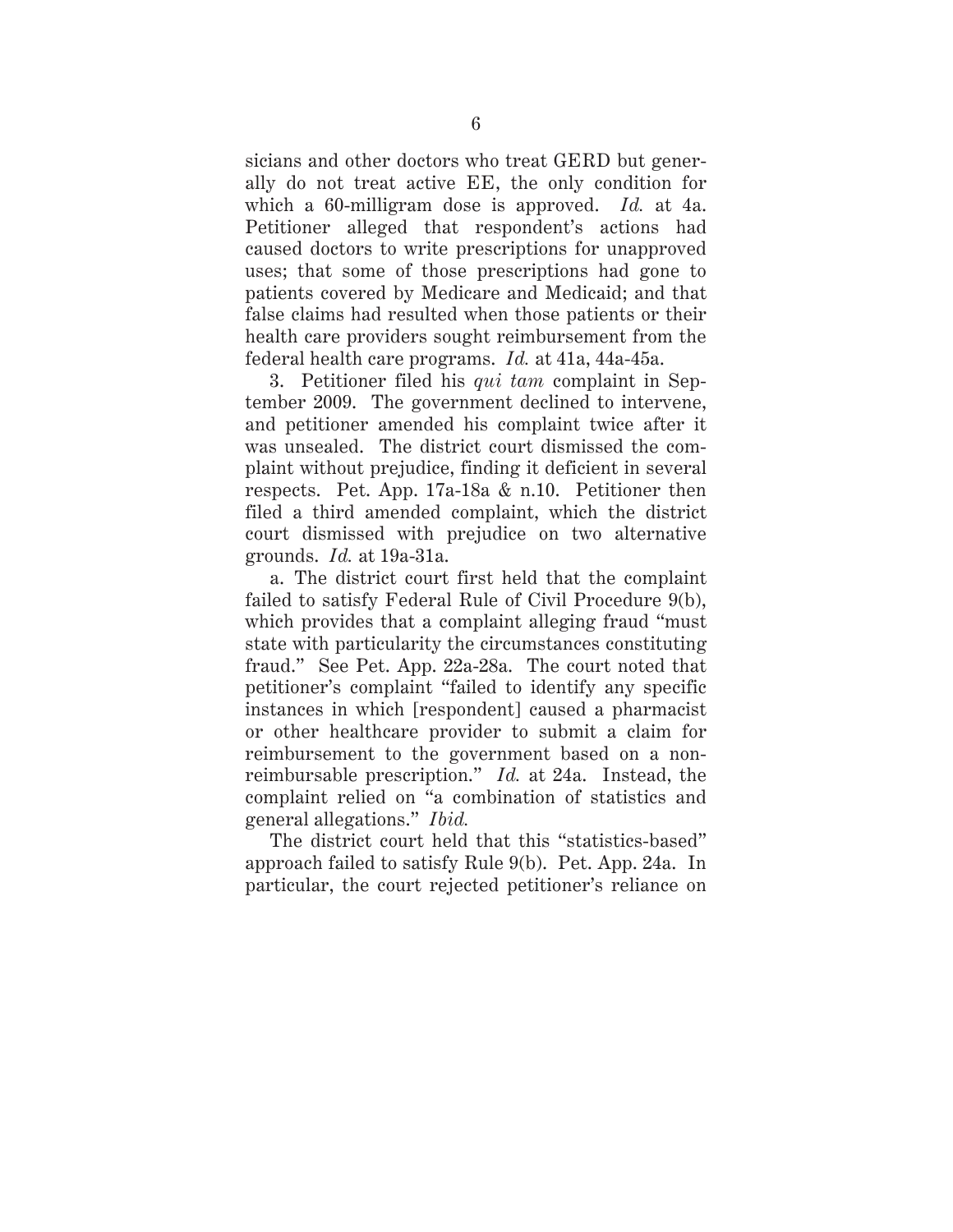sicians and other doctors who treat GERD but generally do not treat active EE, the only condition for which a 60-milligram dose is approved. *Id.* at 4a. Petitioner alleged that respondent's actions had caused doctors to write prescriptions for unapproved uses; that some of those prescriptions had gone to patients covered by Medicare and Medicaid; and that false claims had resulted when those patients or their health care providers sought reimbursement from the federal health care programs. *Id.* at 41a, 44a-45a.

3. Petitioner filed his *qui tam* complaint in September 2009. The government declined to intervene, and petitioner amended his complaint twice after it was unsealed. The district court dismissed the complaint without prejudice, finding it deficient in several respects. Pet. App. 17a-18a & n.10. Petitioner then filed a third amended complaint, which the district court dismissed with prejudice on two alternative grounds. *Id.* at 19a-31a.

a. The district court first held that the complaint failed to satisfy Federal Rule of Civil Procedure 9(b), which provides that a complaint alleging fraud "must state with particularity the circumstances constituting fraud." See Pet. App. 22a-28a. The court noted that petitioner's complaint "failed to identify any specific instances in which [respondent] caused a pharmacist or other healthcare provider to submit a claim for reimbursement to the government based on a non-reimbursable prescription." *Id.* at 24a. Instead, the complaint relied on "a combination of statistics and general allegations." *Ibid.*

The district court held that this "statistics-based" approach failed to satisfy Rule 9(b). Pet. App. 24a. In particular, the court rejected petitioner's reliance on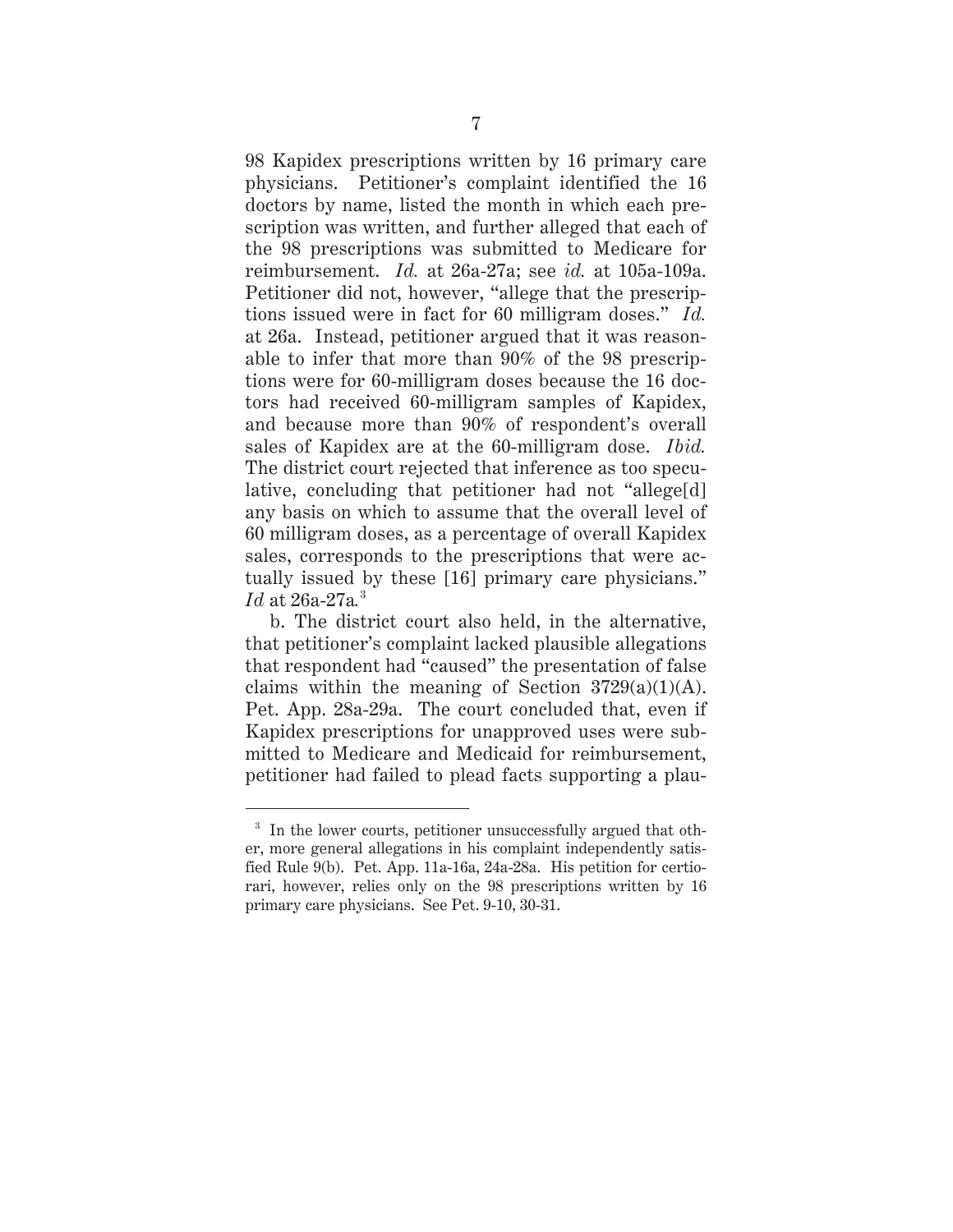98 Kapidex prescriptions written by 16 primary care physicians. Petitioner's complaint identified the 16 doctors by name, listed the month in which each prescription was written, and further alleged that each of the 98 prescriptions was submitted to Medicare for reimbursement. *Id.* at 26a-27a; see *id.* at 105a-109a. Petitioner did not, however, "allege that the prescriptions issued were in fact for 60 milligram doses." *Id.* at 26a. Instead, petitioner argued that it was reasonable to infer that more than 90% of the 98 prescriptions were for 60-milligram doses because the 16 doctors had received 60-milligram samples of Kapidex, and because more than 90% of respondent's overall sales of Kapidex are at the 60-milligram dose. *Ibid.* The district court rejected that inference as too speculative, concluding that petitioner had not "allege[d] any basis on which to assume that the overall level of 60 milligram doses, as a percentage of overall Kapidex sales, corresponds to the prescriptions that were actually issued by these [16] primary care physicians." *Id* at 26a-27a.[3]

b. The district court also held, in the alternative, that petitioner's complaint lacked plausible allegations that respondent had "caused" the presentation of false claims within the meaning of Section 3729(a)(1)(A). Pet. App. 28a-29a. The court concluded that, even if Kapidex prescriptions for unapproved uses were submitted to Medicare and Medicaid for reimbursement, petitioner had failed to plead facts supporting a plau-

---

[3] In the lower courts, petitioner unsuccessfully argued that other, more general allegations in his complaint independently satisfied Rule 9(b). Pet. App. 11a-16a, 24a-28a. His petition for certiorari, however, relies only on the 98 prescriptions written by 16 primary care physicians. See Pet. 9-10, 30-31.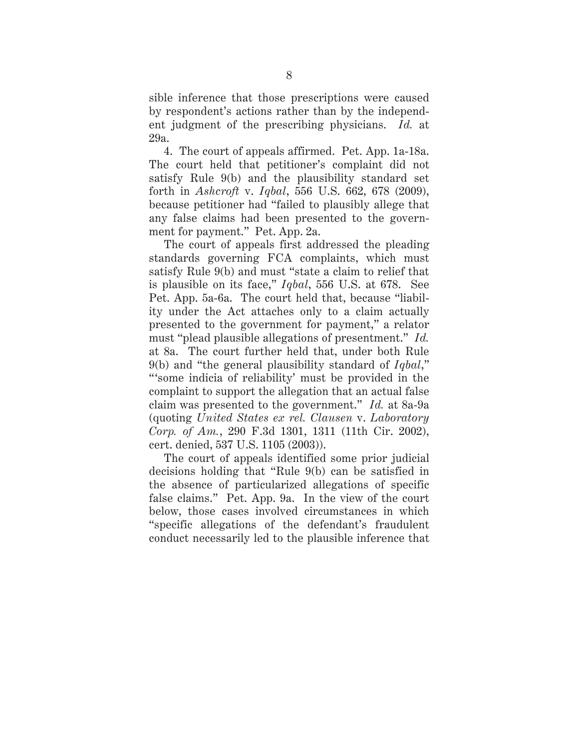sible inference that those prescriptions were caused by respondent's actions rather than by the independent judgment of the prescribing physicians. *Id.* at 29a.

4. The court of appeals affirmed. Pet. App. 1a-18a. The court held that petitioner's complaint did not satisfy Rule 9(b) and the plausibility standard set forth in *Ashcroft* v. *Iqbal*, 556 U.S. 662, 678 (2009), because petitioner had "failed to plausibly allege that any false claims had been presented to the government for payment." Pet. App. 2a.

The court of appeals first addressed the pleading standards governing FCA complaints, which must satisfy Rule 9(b) and must "state a claim to relief that is plausible on its face," *Iqbal*, 556 U.S. at 678. See Pet. App. 5a-6a. The court held that, because "liability under the Act attaches only to a claim actually presented to the government for payment," a relator must "plead plausible allegations of presentment." *Id.* at 8a. The court further held that, under both Rule 9(b) and "the general plausibility standard of *Iqbal*," "'some indicia of reliability' must be provided in the complaint to support the allegation that an actual false claim was presented to the government." *Id.* at 8a-9a (quoting *United States ex rel. Clausen* v. *Laboratory Corp. of Am.*, 290 F.3d 1301, 1311 (11th Cir. 2002), cert. denied, 537 U.S. 1105 (2003)).

The court of appeals identified some prior judicial decisions holding that "Rule 9(b) can be satisfied in the absence of particularized allegations of specific false claims." Pet. App. 9a. In the view of the court below, those cases involved circumstances in which "specific allegations of the defendant's fraudulent conduct necessarily led to the plausible inference that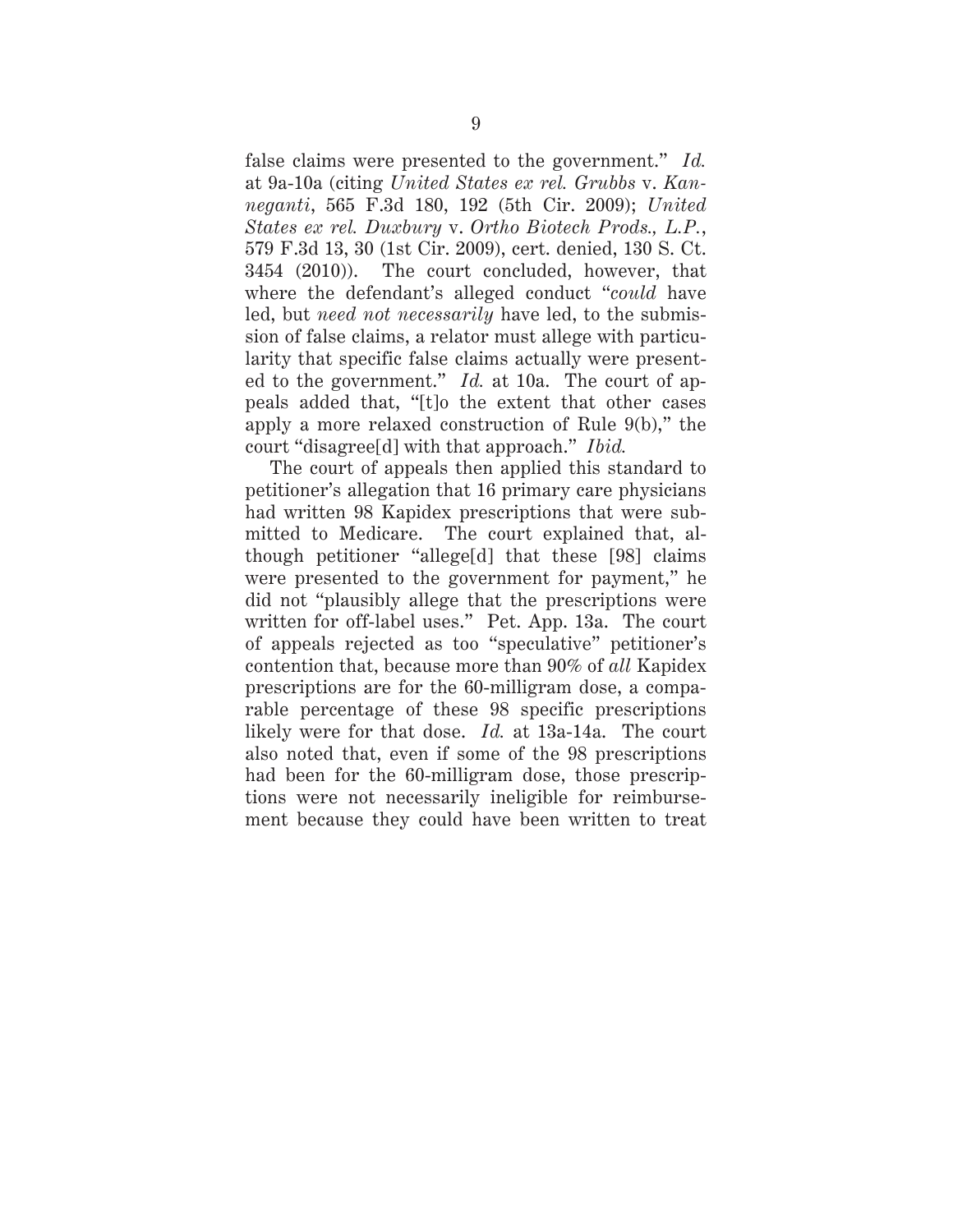false claims were presented to the government." *Id.* at 9a-10a (citing *United States ex rel. Grubbs* v. *Kanneganti*, 565 F.3d 180, 192 (5th Cir. 2009); *United States ex rel. Duxbury* v. *Ortho Biotech Prods., L.P.*, 579 F.3d 13, 30 (1st Cir. 2009), cert. denied, 130 S. Ct. 3454 (2010)). The court concluded, however, that where the defendant's alleged conduct "*could* have led, but *need not necessarily* have led, to the submission of false claims, a relator must allege with particularity that specific false claims actually were presented to the government." *Id.* at 10a. The court of appeals added that, "[t]o the extent that other cases apply a more relaxed construction of Rule 9(b)," the court "disagree[d] with that approach." *Ibid.*

The court of appeals then applied this standard to petitioner's allegation that 16 primary care physicians had written 98 Kapidex prescriptions that were submitted to Medicare. The court explained that, although petitioner "allege[d] that these [98] claims were presented to the government for payment," he did not "plausibly allege that the prescriptions were written for off-label uses." Pet. App. 13a. The court of appeals rejected as too "speculative" petitioner's contention that, because more than 90% of *all* Kapidex prescriptions are for the 60-milligram dose, a comparable percentage of these 98 specific prescriptions likely were for that dose. *Id.* at 13a-14a. The court also noted that, even if some of the 98 prescriptions had been for the 60-milligram dose, those prescriptions were not necessarily ineligible for reimbursement because they could have been written to treat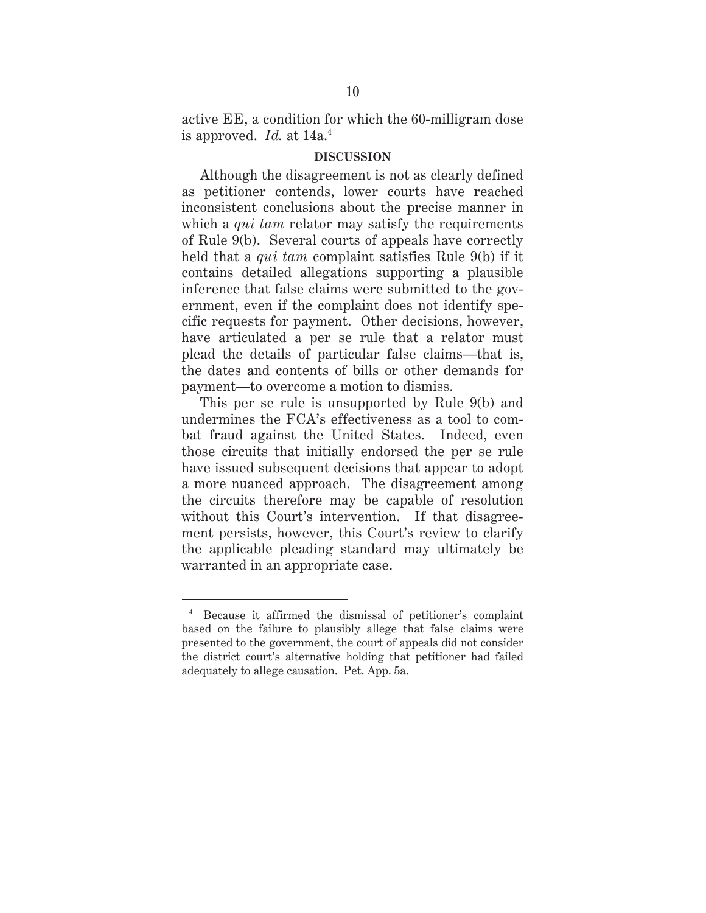active EE, a condition for which the 60-milligram dose is approved. *Id.* at 14a.[4]

## DISCUSSION

Although the disagreement is not as clearly defined as petitioner contends, lower courts have reached inconsistent conclusions about the precise manner in which a *qui tam* relator may satisfy the requirements of Rule 9(b). Several courts of appeals have correctly held that a *qui tam* complaint satisfies Rule 9(b) if it contains detailed allegations supporting a plausible inference that false claims were submitted to the government, even if the complaint does not identify specific requests for payment. Other decisions, however, have articulated a per se rule that a relator must plead the details of particular false claims—that is, the dates and contents of bills or other demands for payment—to overcome a motion to dismiss.

This per se rule is unsupported by Rule 9(b) and undermines the FCA's effectiveness as a tool to combat fraud against the United States. Indeed, even those circuits that initially endorsed the per se rule have issued subsequent decisions that appear to adopt a more nuanced approach. The disagreement among the circuits therefore may be capable of resolution without this Court's intervention. If that disagreement persists, however, this Court's review to clarify the applicable pleading standard may ultimately be warranted in an appropriate case.

---

[4] Because it affirmed the dismissal of petitioner's complaint based on the failure to plausibly allege that false claims were presented to the government, the court of appeals did not consider the district court's alternative holding that petitioner had failed adequately to allege causation. Pet. App. 5a.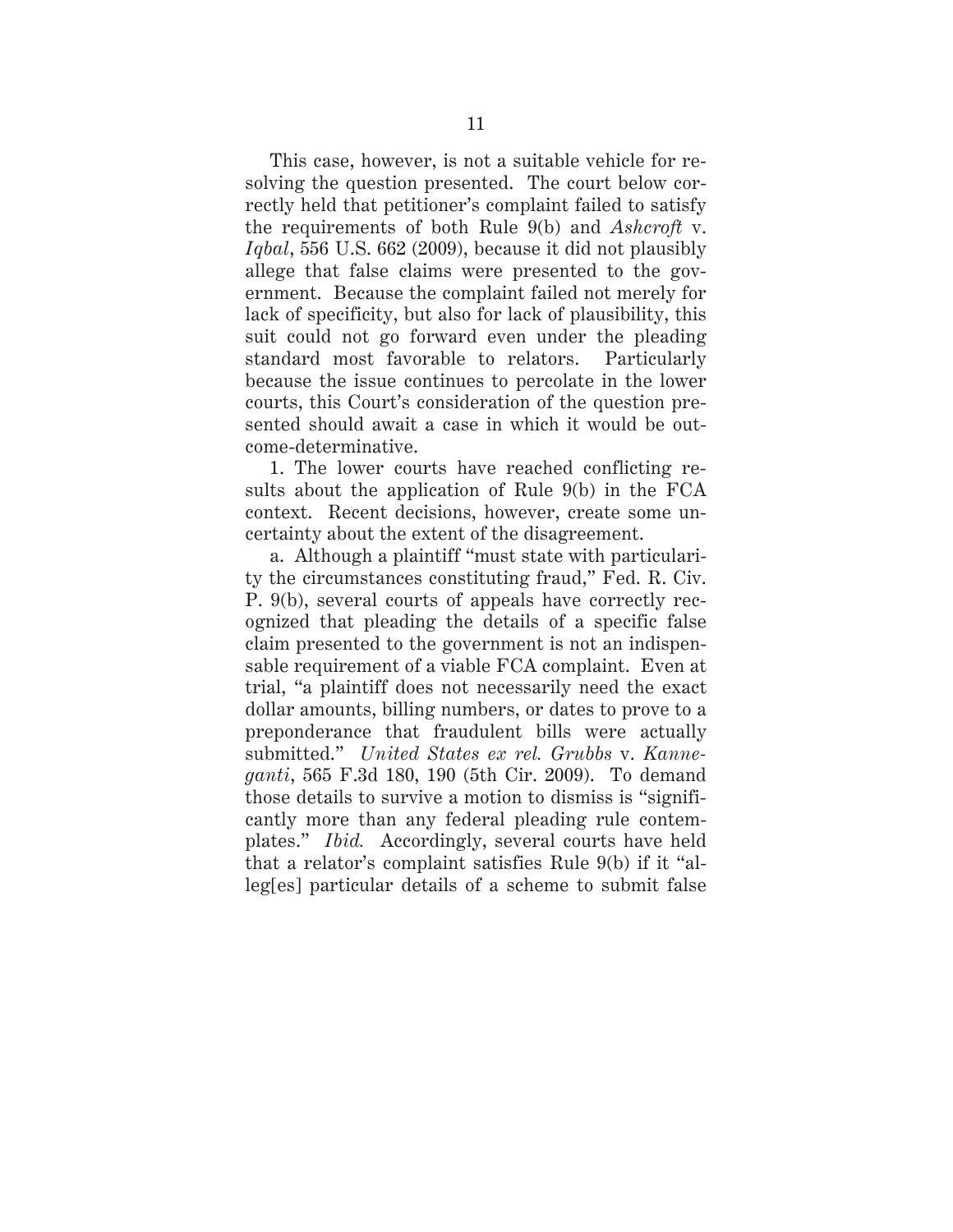This case, however, is not a suitable vehicle for resolving the question presented. The court below correctly held that petitioner's complaint failed to satisfy the requirements of both Rule 9(b) and *Ashcroft* v. *Iqbal*, 556 U.S. 662 (2009), because it did not plausibly allege that false claims were presented to the government. Because the complaint failed not merely for lack of specificity, but also for lack of plausibility, this suit could not go forward even under the pleading standard most favorable to relators. Particularly because the issue continues to percolate in the lower courts, this Court's consideration of the question presented should await a case in which it would be outcome-determinative.

1. The lower courts have reached conflicting results about the application of Rule 9(b) in the FCA context. Recent decisions, however, create some uncertainty about the extent of the disagreement.

a. Although a plaintiff "must state with particularity the circumstances constituting fraud," Fed. R. Civ. P. 9(b), several courts of appeals have correctly recognized that pleading the details of a specific false claim presented to the government is not an indispensable requirement of a viable FCA complaint. Even at trial, "a plaintiff does not necessarily need the exact dollar amounts, billing numbers, or dates to prove to a preponderance that fraudulent bills were actually submitted." *United States ex rel. Grubbs* v. *Kanneganti*, 565 F.3d 180, 190 (5th Cir. 2009). To demand those details to survive a motion to dismiss is "significantly more than any federal pleading rule contemplates." *Ibid.* Accordingly, several courts have held that a relator's complaint satisfies Rule 9(b) if it "alleg[es] particular details of a scheme to submit false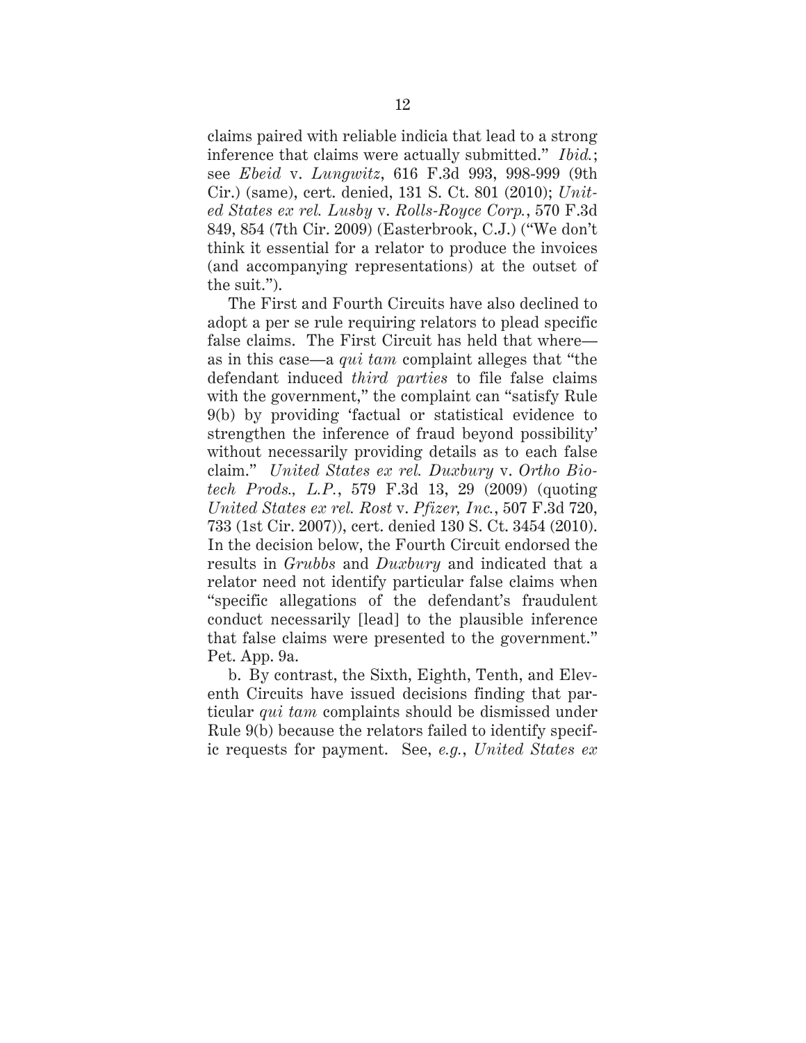claims paired with reliable indicia that lead to a strong inference that claims were actually submitted." *Ibid.*; see *Ebeid* v. *Lungwitz*, 616 F.3d 993, 998-999 (9th Cir.) (same), cert. denied, 131 S. Ct. 801 (2010); *United States ex rel. Lusby* v. *Rolls-Royce Corp.*, 570 F.3d 849, 854 (7th Cir. 2009) (Easterbrook, C.J.) ("We don't think it essential for a relator to produce the invoices (and accompanying representations) at the outset of the suit.").

The First and Fourth Circuits have also declined to adopt a per se rule requiring relators to plead specific false claims. The First Circuit has held that where—as in this case—a *qui tam* complaint alleges that "the defendant induced *third parties* to file false claims with the government," the complaint can "satisfy Rule 9(b) by providing 'factual or statistical evidence to strengthen the inference of fraud beyond possibility' without necessarily providing details as to each false claim." *United States ex rel. Duxbury* v. *Ortho Biotech Prods., L.P.*, 579 F.3d 13, 29 (2009) (quoting *United States ex rel. Rost* v. *Pfizer, Inc.*, 507 F.3d 720, 733 (1st Cir. 2007)), cert. denied 130 S. Ct. 3454 (2010). In the decision below, the Fourth Circuit endorsed the results in *Grubbs* and *Duxbury* and indicated that a relator need not identify particular false claims when "specific allegations of the defendant's fraudulent conduct necessarily [lead] to the plausible inference that false claims were presented to the government." Pet. App. 9a.

b. By contrast, the Sixth, Eighth, Tenth, and Eleventh Circuits have issued decisions finding that particular *qui tam* complaints should be dismissed under Rule 9(b) because the relators failed to identify specific requests for payment. See, *e.g.*, *United States ex*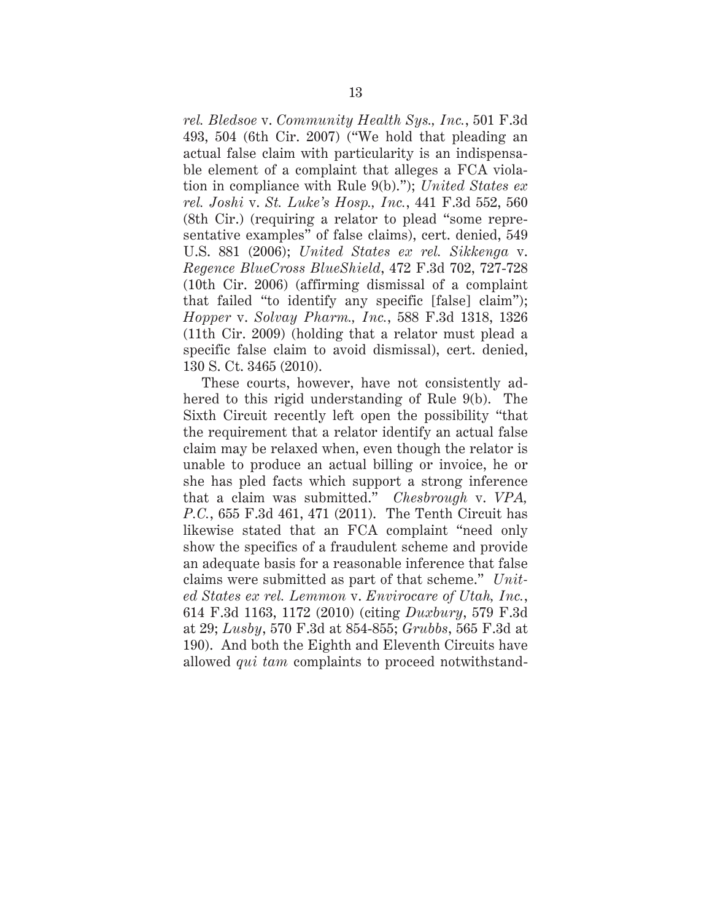*rel. Bledsoe* v. *Community Health Sys., Inc.*, 501 F.3d 493, 504 (6th Cir. 2007) ("We hold that pleading an actual false claim with particularity is an indispensable element of a complaint that alleges a FCA violation in compliance with Rule 9(b)."); *United States ex rel. Joshi* v. *St. Luke's Hosp., Inc.*, 441 F.3d 552, 560 (8th Cir.) (requiring a relator to plead "some representative examples" of false claims), cert. denied, 549 U.S. 881 (2006); *United States ex rel. Sikkenga* v. *Regence BlueCross BlueShield*, 472 F.3d 702, 727-728 (10th Cir. 2006) (affirming dismissal of a complaint that failed "to identify any specific [false] claim"); *Hopper* v. *Solvay Pharm., Inc.*, 588 F.3d 1318, 1326 (11th Cir. 2009) (holding that a relator must plead a specific false claim to avoid dismissal), cert. denied, 130 S. Ct. 3465 (2010).

These courts, however, have not consistently adhered to this rigid understanding of Rule 9(b). The Sixth Circuit recently left open the possibility "that the requirement that a relator identify an actual false claim may be relaxed when, even though the relator is unable to produce an actual billing or invoice, he or she has pled facts which support a strong inference that a claim was submitted." *Chesbrough* v. *VPA, P.C.*, 655 F.3d 461, 471 (2011). The Tenth Circuit has likewise stated that an FCA complaint "need only show the specifics of a fraudulent scheme and provide an adequate basis for a reasonable inference that false claims were submitted as part of that scheme." *United States ex rel. Lemmon* v. *Envirocare of Utah, Inc.*, 614 F.3d 1163, 1172 (2010) (citing *Duxbury*, 579 F.3d at 29; *Lusby*, 570 F.3d at 854-855; *Grubbs*, 565 F.3d at 190). And both the Eighth and Eleventh Circuits have allowed *qui tam* complaints to proceed notwithstand-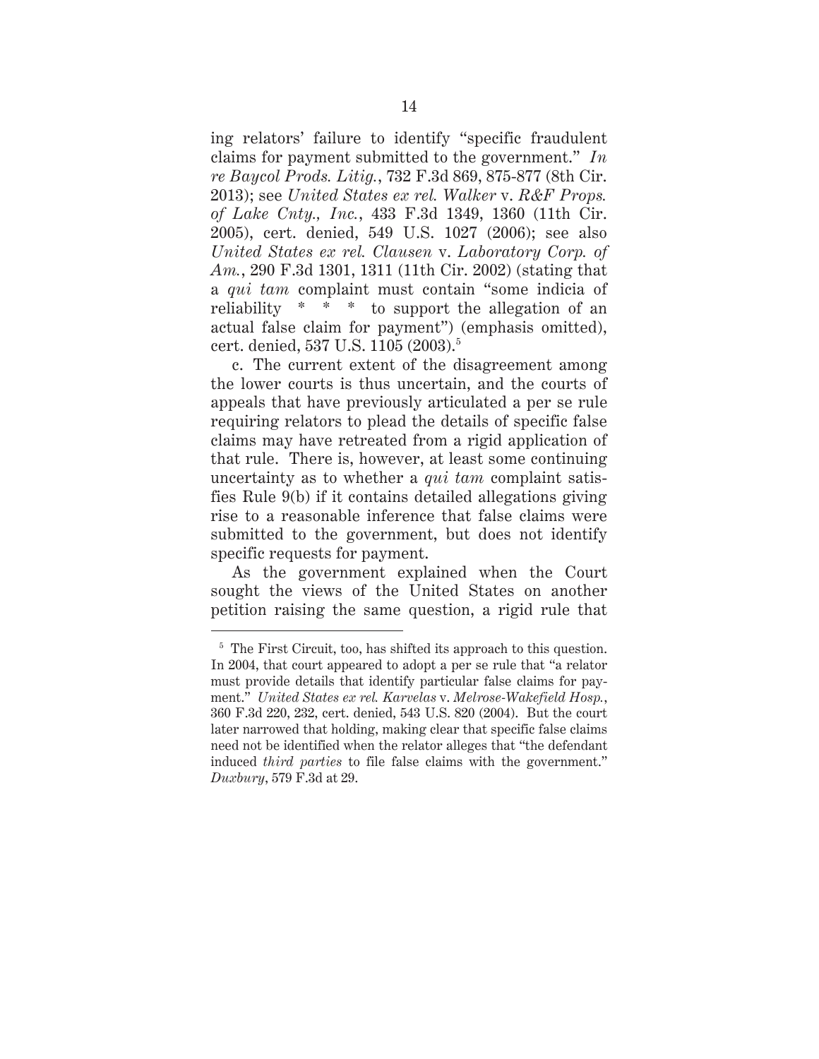ing relators' failure to identify "specific fraudulent claims for payment submitted to the government." *In re Baycol Prods. Litig.*, 732 F.3d 869, 875-877 (8th Cir. 2013); see *United States ex rel. Walker* v. *R&F Props. of Lake Cnty., Inc.*, 433 F.3d 1349, 1360 (11th Cir. 2005), cert. denied, 549 U.S. 1027 (2006); see also *United States ex rel. Clausen* v. *Laboratory Corp. of Am.*, 290 F.3d 1301, 1311 (11th Cir. 2002) (stating that a *qui tam* complaint must contain "some indicia of reliability \* \* \* to support the allegation of an actual false claim for payment") (emphasis omitted), cert. denied, 537 U.S. 1105 (2003).[5]

c. The current extent of the disagreement among the lower courts is thus uncertain, and the courts of appeals that have previously articulated a per se rule requiring relators to plead the details of specific false claims may have retreated from a rigid application of that rule. There is, however, at least some continuing uncertainty as to whether a *qui tam* complaint satisfies Rule 9(b) if it contains detailed allegations giving rise to a reasonable inference that false claims were submitted to the government, but does not identify specific requests for payment.

As the government explained when the Court sought the views of the United States on another petition raising the same question, a rigid rule that

---

[5] The First Circuit, too, has shifted its approach to this question. In 2004, that court appeared to adopt a per se rule that "a relator must provide details that identify particular false claims for payment." *United States ex rel. Karvelas* v. *Melrose-Wakefield Hosp.*, 360 F.3d 220, 232, cert. denied, 543 U.S. 820 (2004). But the court later narrowed that holding, making clear that specific false claims need not be identified when the relator alleges that "the defendant induced *third parties* to file false claims with the government." *Duxbury*, 579 F.3d at 29.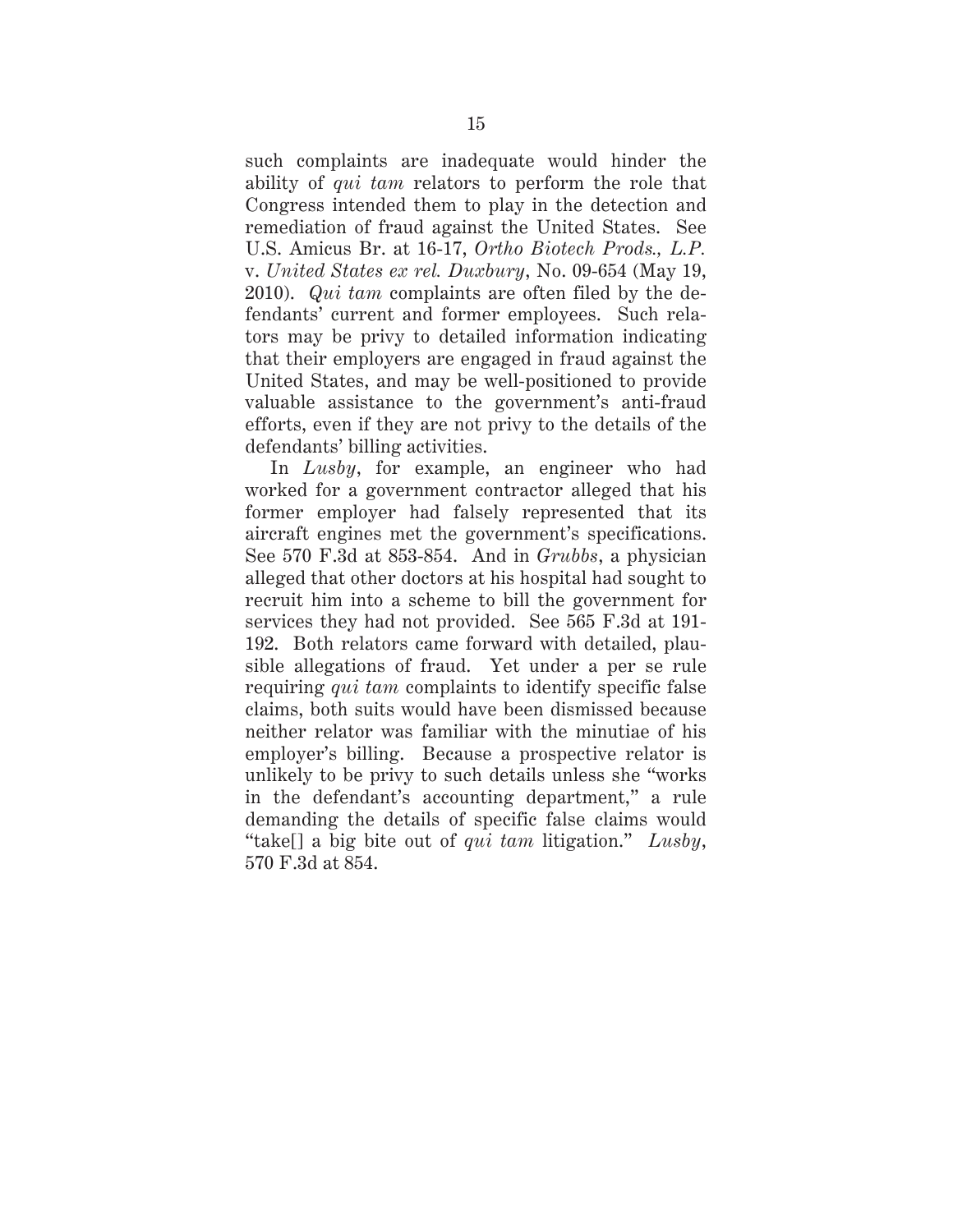such complaints are inadequate would hinder the ability of *qui tam* relators to perform the role that Congress intended them to play in the detection and remediation of fraud against the United States. See U.S. Amicus Br. at 16-17, *Ortho Biotech Prods., L.P.* v. *United States ex rel. Duxbury*, No. 09-654 (May 19, 2010). *Qui tam* complaints are often filed by the defendants' current and former employees. Such relators may be privy to detailed information indicating that their employers are engaged in fraud against the United States, and may be well-positioned to provide valuable assistance to the government's anti-fraud efforts, even if they are not privy to the details of the defendants' billing activities.

In *Lusby*, for example, an engineer who had worked for a government contractor alleged that his former employer had falsely represented that its aircraft engines met the government's specifications. See 570 F.3d at 853-854. And in *Grubbs*, a physician alleged that other doctors at his hospital had sought to recruit him into a scheme to bill the government for services they had not provided. See 565 F.3d at 191-192. Both relators came forward with detailed, plausible allegations of fraud. Yet under a per se rule requiring *qui tam* complaints to identify specific false claims, both suits would have been dismissed because neither relator was familiar with the minutiae of his employer's billing. Because a prospective relator is unlikely to be privy to such details unless she "works in the defendant's accounting department," a rule demanding the details of specific false claims would "take[] a big bite out of *qui tam* litigation." *Lusby*, 570 F.3d at 854.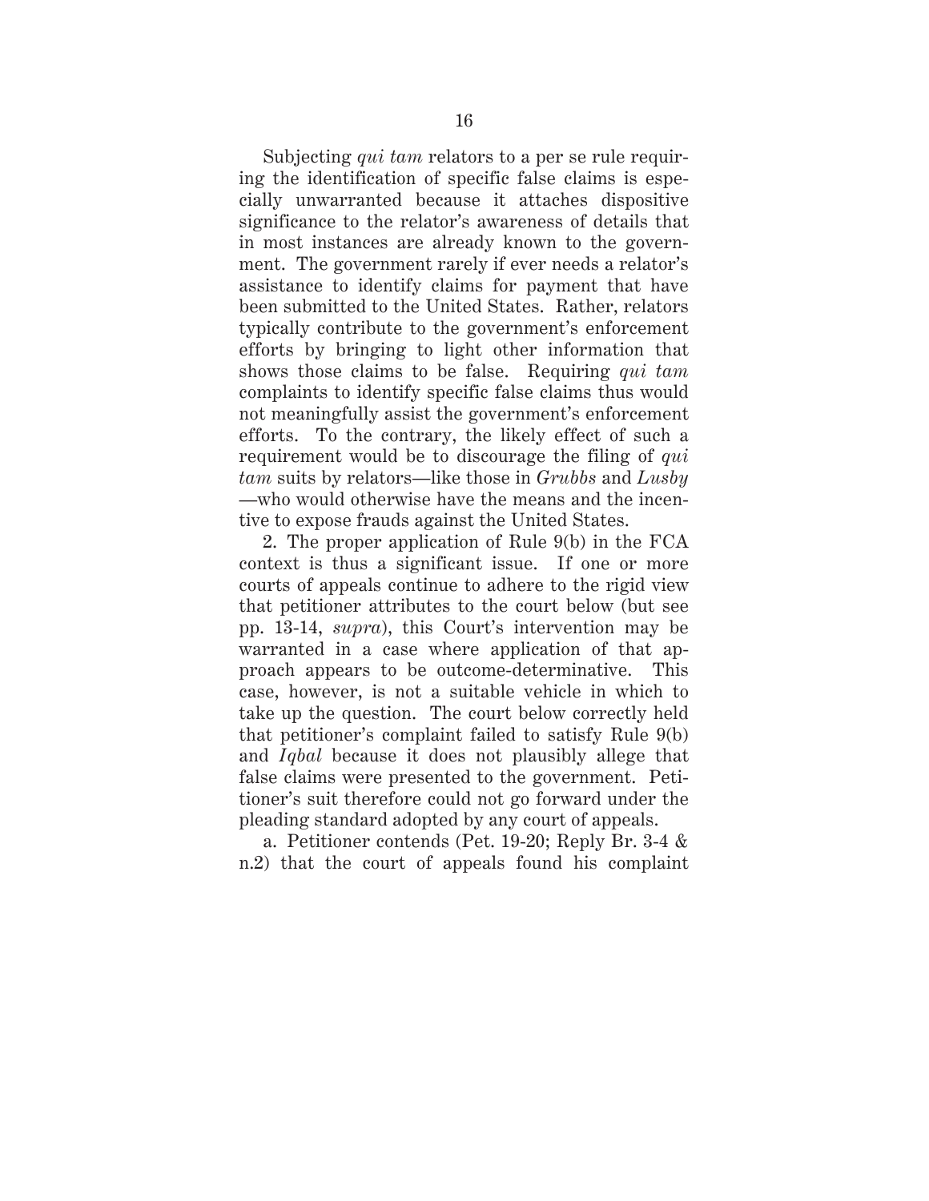Subjecting *qui tam* relators to a per se rule requiring the identification of specific false claims is especially unwarranted because it attaches dispositive significance to the relator's awareness of details that in most instances are already known to the government. The government rarely if ever needs a relator's assistance to identify claims for payment that have been submitted to the United States. Rather, relators typically contribute to the government's enforcement efforts by bringing to light other information that shows those claims to be false. Requiring *qui tam* complaints to identify specific false claims thus would not meaningfully assist the government's enforcement efforts. To the contrary, the likely effect of such a requirement would be to discourage the filing of *qui tam* suits by relators—like those in *Grubbs* and *Lusby*—who would otherwise have the means and the incentive to expose frauds against the United States.

2. The proper application of Rule 9(b) in the FCA context is thus a significant issue. If one or more courts of appeals continue to adhere to the rigid view that petitioner attributes to the court below (but see pp. 13-14, *supra*), this Court's intervention may be warranted in a case where application of that approach appears to be outcome-determinative. This case, however, is not a suitable vehicle in which to take up the question. The court below correctly held that petitioner's complaint failed to satisfy Rule 9(b) and *Iqbal* because it does not plausibly allege that false claims were presented to the government. Petitioner's suit therefore could not go forward under the pleading standard adopted by any court of appeals.

a. Petitioner contends (Pet. 19-20; Reply Br. 3-4 & n.2) that the court of appeals found his complaint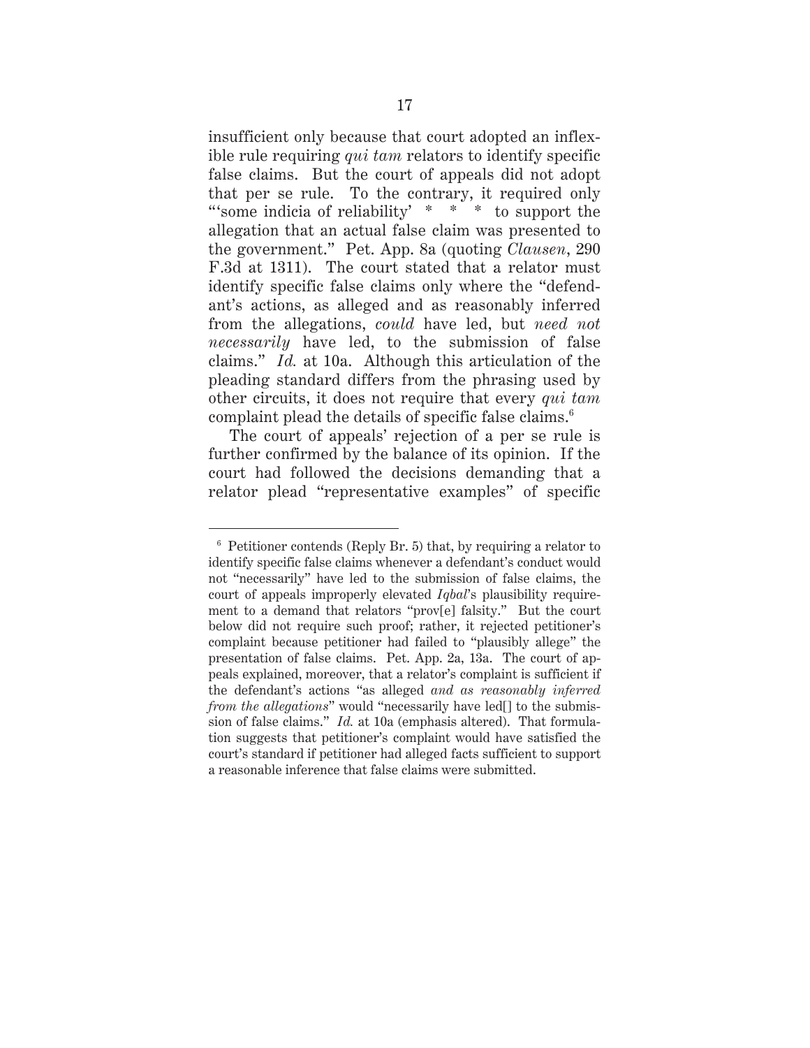insufficient only because that court adopted an inflexible rule requiring *qui tam* relators to identify specific false claims. But the court of appeals did not adopt that per se rule. To the contrary, it required only "'some indicia of reliability' * * * to support the allegation that an actual false claim was presented to the government." Pet. App. 8a (quoting *Clausen*, 290 F.3d at 1311). The court stated that a relator must identify specific false claims only where the "defendant's actions, as alleged and as reasonably inferred from the allegations, *could* have led, but *need not necessarily* have led, to the submission of false claims." *Id.* at 10a. Although this articulation of the pleading standard differs from the phrasing used by other circuits, it does not require that every *qui tam* complaint plead the details of specific false claims.[6]

The court of appeals' rejection of a per se rule is further confirmed by the balance of its opinion. If the court had followed the decisions demanding that a relator plead "representative examples" of specific

---

[6] Petitioner contends (Reply Br. 5) that, by requiring a relator to identify specific false claims whenever a defendant's conduct would not "necessarily" have led to the submission of false claims, the court of appeals improperly elevated *Iqbal*'s plausibility requirement to a demand that relators "prov[e] falsity." But the court below did not require such proof; rather, it rejected petitioner's complaint because petitioner had failed to "plausibly allege" the presentation of false claims. Pet. App. 2a, 13a. The court of appeals explained, moreover, that a relator's complaint is sufficient if the defendant's actions "as alleged *and as reasonably inferred from the allegations*" would "necessarily have led[] to the submission of false claims." *Id.* at 10a (emphasis altered). That formulation suggests that petitioner's complaint would have satisfied the court's standard if petitioner had alleged facts sufficient to support a reasonable inference that false claims were submitted.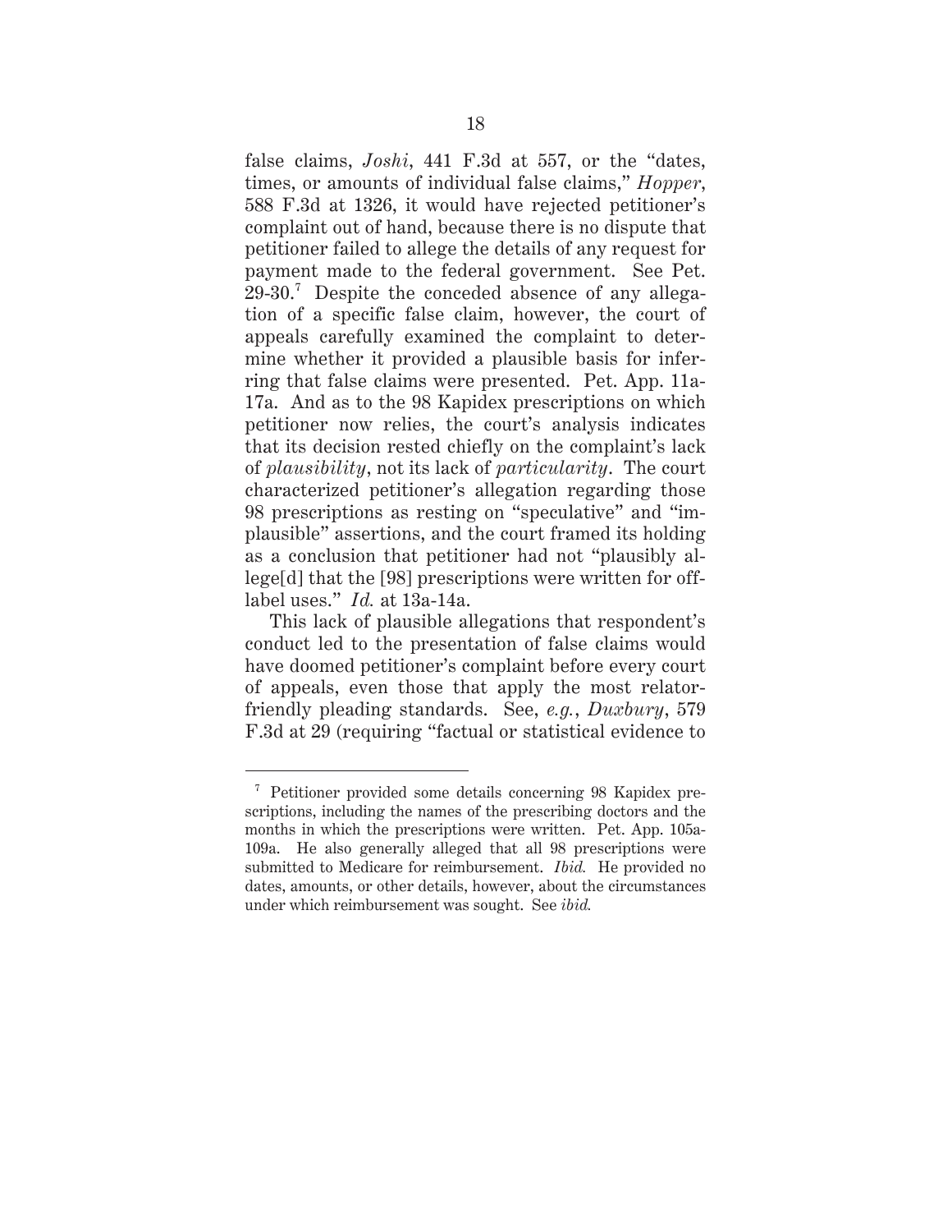false claims, *Joshi*, 441 F.3d at 557, or the "dates, times, or amounts of individual false claims," *Hopper*, 588 F.3d at 1326, it would have rejected petitioner's complaint out of hand, because there is no dispute that petitioner failed to allege the details of any request for payment made to the federal government. See Pet. 29-30.[7] Despite the conceded absence of any allegation of a specific false claim, however, the court of appeals carefully examined the complaint to determine whether it provided a plausible basis for inferring that false claims were presented. Pet. App. 11a-17a. And as to the 98 Kapidex prescriptions on which petitioner now relies, the court's analysis indicates that its decision rested chiefly on the complaint's lack of *plausibility*, not its lack of *particularity*. The court characterized petitioner's allegation regarding those 98 prescriptions as resting on "speculative" and "implausible" assertions, and the court framed its holding as a conclusion that petitioner had not "plausibly allege[d] that the [98] prescriptions were written for off-label uses." *Id.* at 13a-14a.

This lack of plausible allegations that respondent's conduct led to the presentation of false claims would have doomed petitioner's complaint before every court of appeals, even those that apply the most relator-friendly pleading standards. See, *e.g.*, *Duxbury*, 579 F.3d at 29 (requiring "factual or statistical evidence to

[7] Petitioner provided some details concerning 98 Kapidex prescriptions, including the names of the prescribing doctors and the months in which the prescriptions were written. Pet. App. 105a-109a. He also generally alleged that all 98 prescriptions were submitted to Medicare for reimbursement. *Ibid.* He provided no dates, amounts, or other details, however, about the circumstances under which reimbursement was sought. See *ibid.*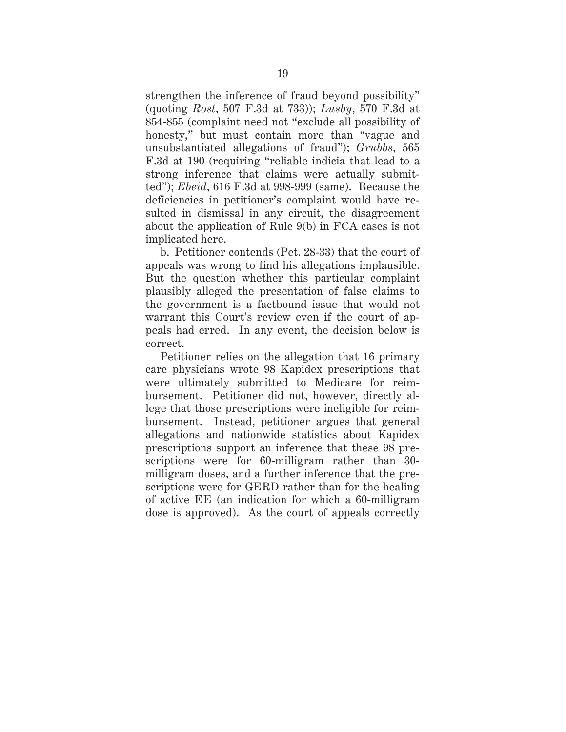strengthen the inference of fraud beyond possibility" (quoting *Rost*, 507 F.3d at 733)); *Lusby*, 570 F.3d at 854-855 (complaint need not "exclude all possibility of honesty," but must contain more than "vague and unsubstantiated allegations of fraud"); *Grubbs*, 565 F.3d at 190 (requiring "reliable indicia that lead to a strong inference that claims were actually submitted"); *Ebeid*, 616 F.3d at 998-999 (same). Because the deficiencies in petitioner's complaint would have resulted in dismissal in any circuit, the disagreement about the application of Rule 9(b) in FCA cases is not implicated here.

b. Petitioner contends (Pet. 28-33) that the court of appeals was wrong to find his allegations implausible. But the question whether this particular complaint plausibly alleged the presentation of false claims to the government is a factbound issue that would not warrant this Court's review even if the court of appeals had erred. In any event, the decision below is correct.

Petitioner relies on the allegation that 16 primary care physicians wrote 98 Kapidex prescriptions that were ultimately submitted to Medicare for reimbursement. Petitioner did not, however, directly allege that those prescriptions were ineligible for reimbursement. Instead, petitioner argues that general allegations and nationwide statistics about Kapidex prescriptions support an inference that these 98 prescriptions were for 60-milligram rather than 30-milligram doses, and a further inference that the prescriptions were for GERD rather than for the healing of active EE (an indication for which a 60-milligram dose is approved). As the court of appeals correctly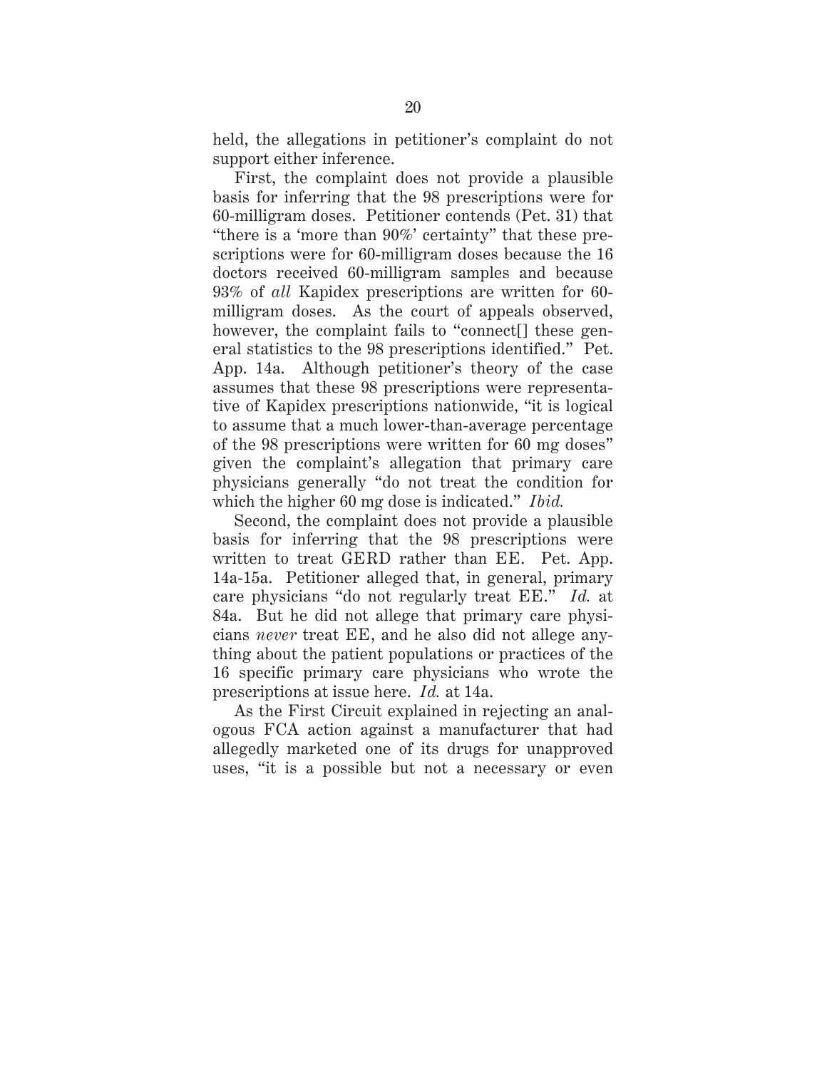held, the allegations in petitioner's complaint do not support either inference.

First, the complaint does not provide a plausible basis for inferring that the 98 prescriptions were for 60-milligram doses. Petitioner contends (Pet. 31) that "there is a 'more than 90%' certainty" that these prescriptions were for 60-milligram doses because the 16 doctors received 60-milligram samples and because 93% of *all* Kapidex prescriptions are written for 60-milligram doses. As the court of appeals observed, however, the complaint fails to "connect[] these general statistics to the 98 prescriptions identified." Pet. App. 14a. Although petitioner's theory of the case assumes that these 98 prescriptions were representative of Kapidex prescriptions nationwide, "it is logical to assume that a much lower-than-average percentage of the 98 prescriptions were written for 60 mg doses" given the complaint's allegation that primary care physicians generally "do not treat the condition for which the higher 60 mg dose is indicated." *Ibid.*

Second, the complaint does not provide a plausible basis for inferring that the 98 prescriptions were written to treat GERD rather than EE. Pet. App. 14a-15a. Petitioner alleged that, in general, primary care physicians "do not regularly treat EE." *Id.* at 84a. But he did not allege that primary care physicians *never* treat EE, and he also did not allege anything about the patient populations or practices of the 16 specific primary care physicians who wrote the prescriptions at issue here. *Id.* at 14a.

As the First Circuit explained in rejecting an analogous FCA action against a manufacturer that had allegedly marketed one of its drugs for unapproved uses, "it is a possible but not a necessary or even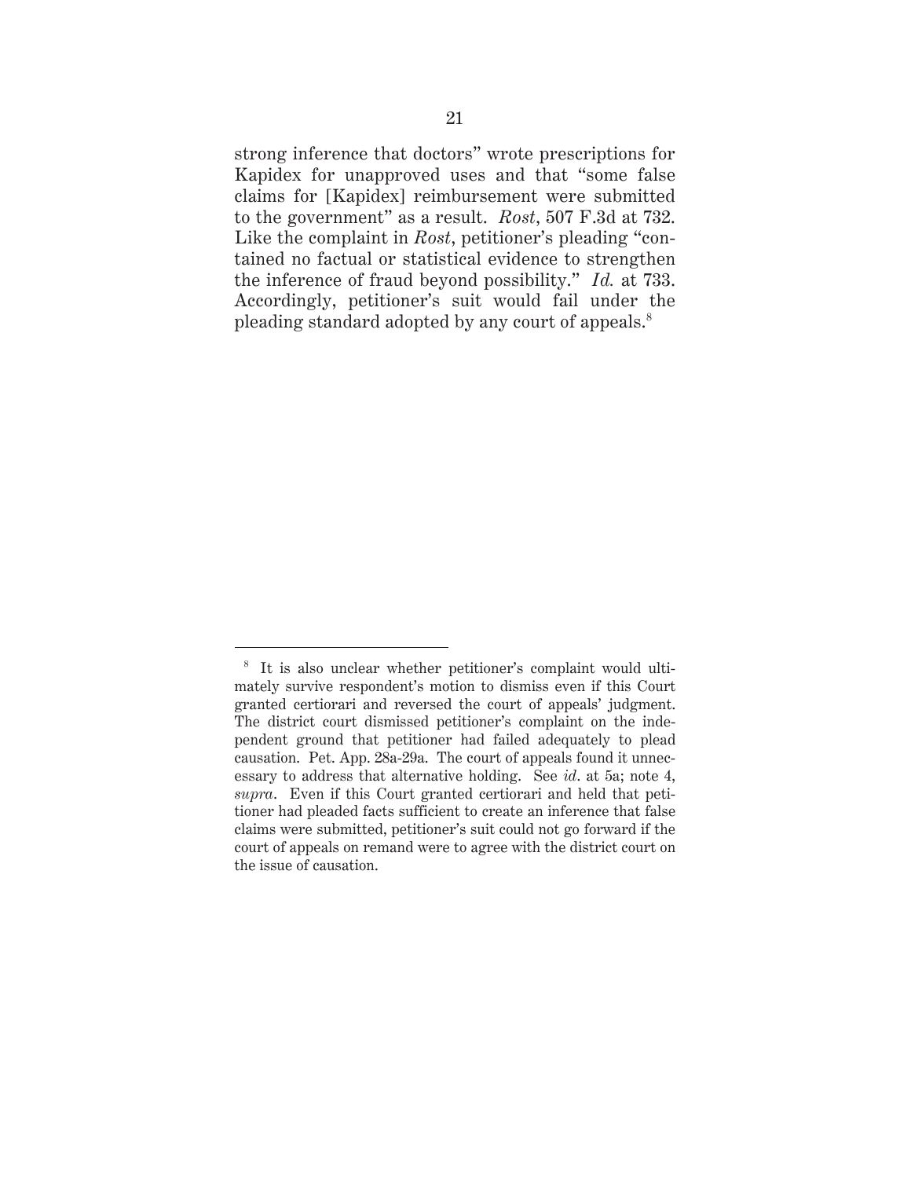strong inference that doctors" wrote prescriptions for Kapidex for unapproved uses and that "some false claims for [Kapidex] reimbursement were submitted to the government" as a result. *Rost*, 507 F.3d at 732. Like the complaint in *Rost*, petitioner's pleading "contained no factual or statistical evidence to strengthen the inference of fraud beyond possibility." *Id.* at 733. Accordingly, petitioner's suit would fail under the pleading standard adopted by any court of appeals.[8]

---

[8] It is also unclear whether petitioner's complaint would ultimately survive respondent's motion to dismiss even if this Court granted certiorari and reversed the court of appeals' judgment. The district court dismissed petitioner's complaint on the independent ground that petitioner had failed adequately to plead causation. Pet. App. 28a-29a. The court of appeals found it unnecessary to address that alternative holding. See *id*. at 5a; note 4, *supra*. Even if this Court granted certiorari and held that petitioner had pleaded facts sufficient to create an inference that false claims were submitted, petitioner's suit could not go forward if the court of appeals on remand were to agree with the district court on the issue of causation.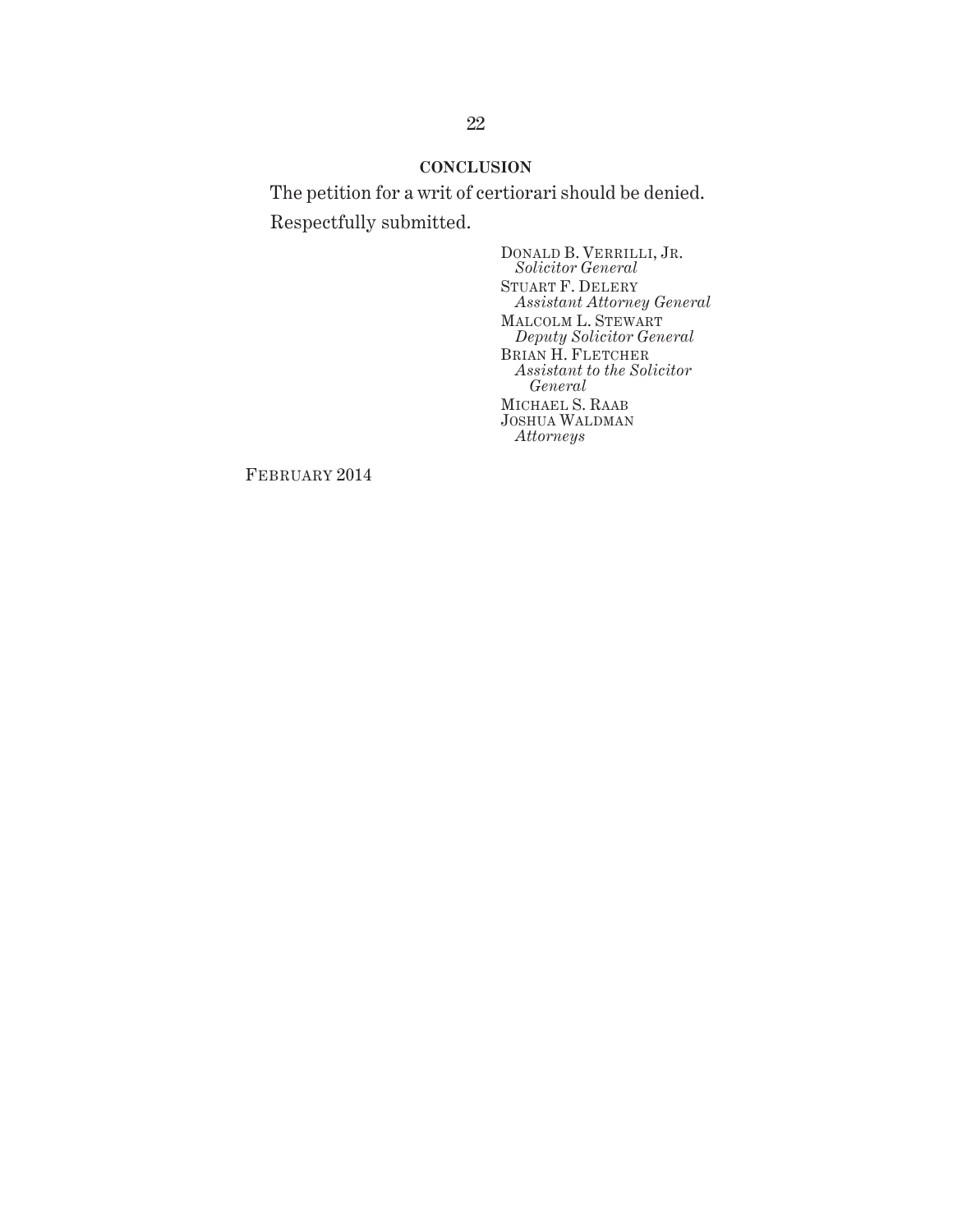## CONCLUSION

The petition for a writ of certiorari should be denied.

Respectfully submitted.

DONALD B. VERRILLI, JR.  
*Solicitor General*  
STUART F. DELERY  
*Assistant Attorney General*  
MALCOLM L. STEWART  
*Deputy Solicitor General*  
BRIAN H. FLETCHER  
*Assistant to the Solicitor General*  
MICHAEL S. RAAB  
JOSHUA WALDMAN  
*Attorneys*

FEBRUARY 2014